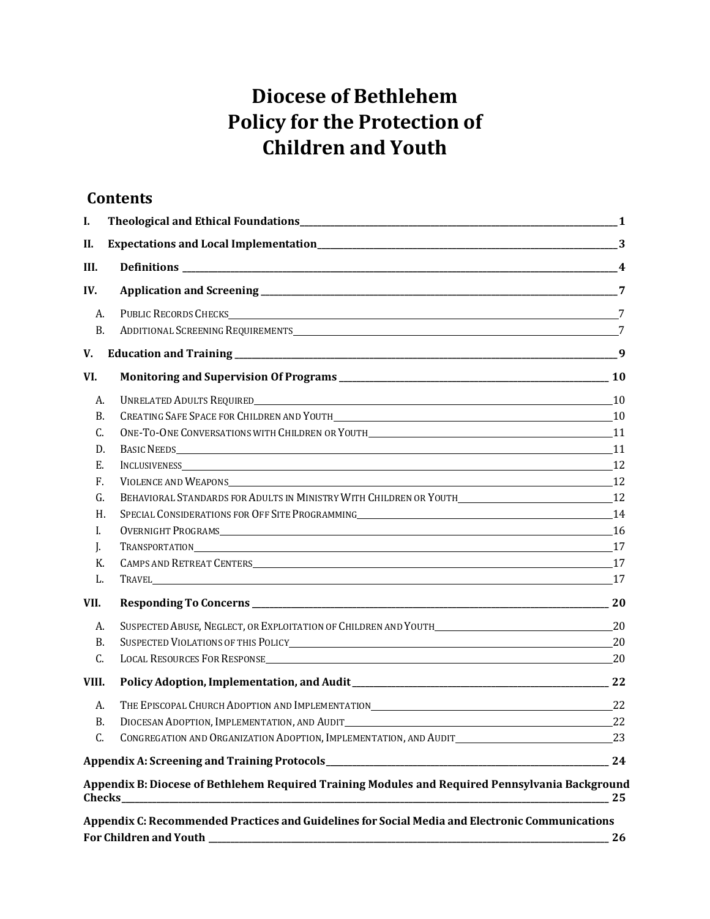# Diocese of Bethlehem
# Policy for the Protection of
# Children and Youth

## Contents

| | | |
|---|---|---|
| **I.** | **Theological and Ethical Foundations** | **1** |
| **II.** | **Expectations and Local Implementation** | **3** |
| **III.** | **Definitions** | **4** |
| **IV.** | **Application and Screening** | **7** |
| A. | Public Records Checks | 7 |
| B. | Additional Screening Requirements | 7 |
| **V.** | **Education and Training** | **9** |
| **VI.** | **Monitoring and Supervision Of Programs** | **10** |
| A. | Unrelated Adults Required | 10 |
| B. | Creating Safe Space for Children and Youth | 10 |
| C. | One-To-One Conversations with Children or Youth | 11 |
| D. | Basic Needs | 11 |
| E. | Inclusiveness | 12 |
| F. | Violence and Weapons | 12 |
| G. | Behavioral Standards for Adults in Ministry With Children or Youth | 12 |
| H. | Special Considerations for Off Site Programming | 14 |
| I. | Overnight Programs | 16 |
| J. | Transportation | 17 |
| K. | Camps and Retreat Centers | 17 |
| L. | Travel | 17 |
| **VII.** | **Responding To Concerns** | **20** |
| A. | Suspected Abuse, Neglect, or Exploitation of Children and Youth | 20 |
| B. | Suspected Violations of this Policy | 20 |
| C. | Local Resources For Response | 20 |
| **VIII.** | **Policy Adoption, Implementation, and Audit** | **22** |
| A. | The Episcopal Church Adoption and Implementation | 22 |
| B. | Diocesan Adoption, Implementation, and Audit | 22 |
| C. | Congregation and Organization Adoption, Implementation, and Audit | 23 |
| | **Appendix A: Screening and Training Protocols** | **24** |
| | **Appendix B: Diocese of Bethlehem Required Training Modules and Required Pennsylvania Background Checks** | **25** |
| | **Appendix C: Recommended Practices and Guidelines for Social Media and Electronic Communications For Children and Youth** | **26** |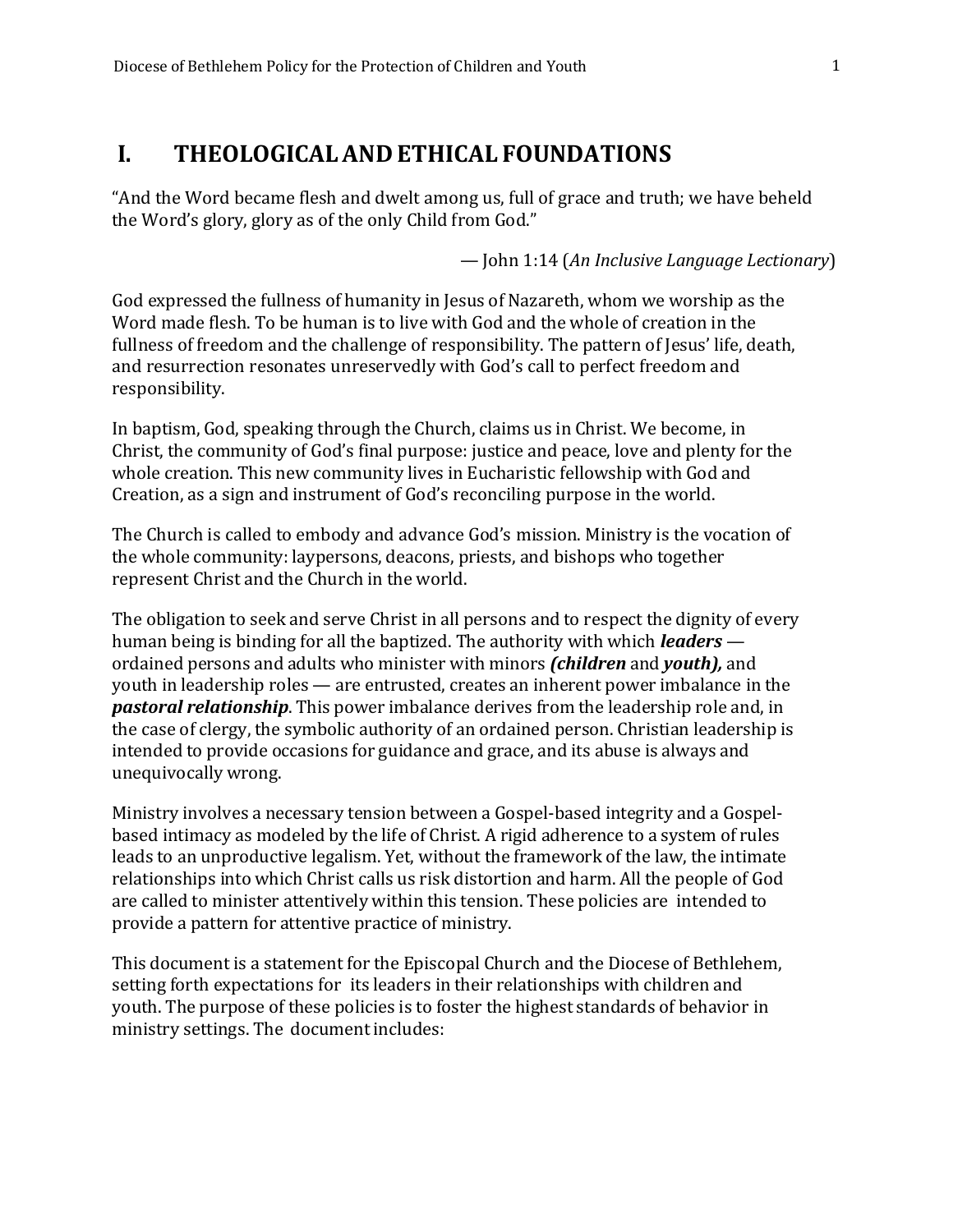# I. THEOLOGICAL AND ETHICAL FOUNDATIONS

"And the Word became flesh and dwelt among us, full of grace and truth; we have beheld the Word's glory, glory as of the only Child from God."

— John 1:14 (*An Inclusive Language Lectionary*)

God expressed the fullness of humanity in Jesus of Nazareth, whom we worship as the Word made flesh. To be human is to live with God and the whole of creation in the fullness of freedom and the challenge of responsibility. The pattern of Jesus' life, death, and resurrection resonates unreservedly with God's call to perfect freedom and responsibility.

In baptism, God, speaking through the Church, claims us in Christ. We become, in Christ, the community of God's final purpose: justice and peace, love and plenty for the whole creation. This new community lives in Eucharistic fellowship with God and Creation, as a sign and instrument of God's reconciling purpose in the world.

The Church is called to embody and advance God's mission. Ministry is the vocation of the whole community: laypersons, deacons, priests, and bishops who together represent Christ and the Church in the world.

The obligation to seek and serve Christ in all persons and to respect the dignity of every human being is binding for all the baptized. The authority with which ***leaders*** — ordained persons and adults who minister with minors ***(children*** and ***youth),*** and youth in leadership roles — are entrusted, creates an inherent power imbalance in the ***pastoral relationship***. This power imbalance derives from the leadership role and, in the case of clergy, the symbolic authority of an ordained person. Christian leadership is intended to provide occasions for guidance and grace, and its abuse is always and unequivocally wrong.

Ministry involves a necessary tension between a Gospel-based integrity and a Gospel-based intimacy as modeled by the life of Christ. A rigid adherence to a system of rules leads to an unproductive legalism. Yet, without the framework of the law, the intimate relationships into which Christ calls us risk distortion and harm. All the people of God are called to minister attentively within this tension. These policies are intended to provide a pattern for attentive practice of ministry.

This document is a statement for the Episcopal Church and the Diocese of Bethlehem, setting forth expectations for its leaders in their relationships with children and youth. The purpose of these policies is to foster the highest standards of behavior in ministry settings. The document includes: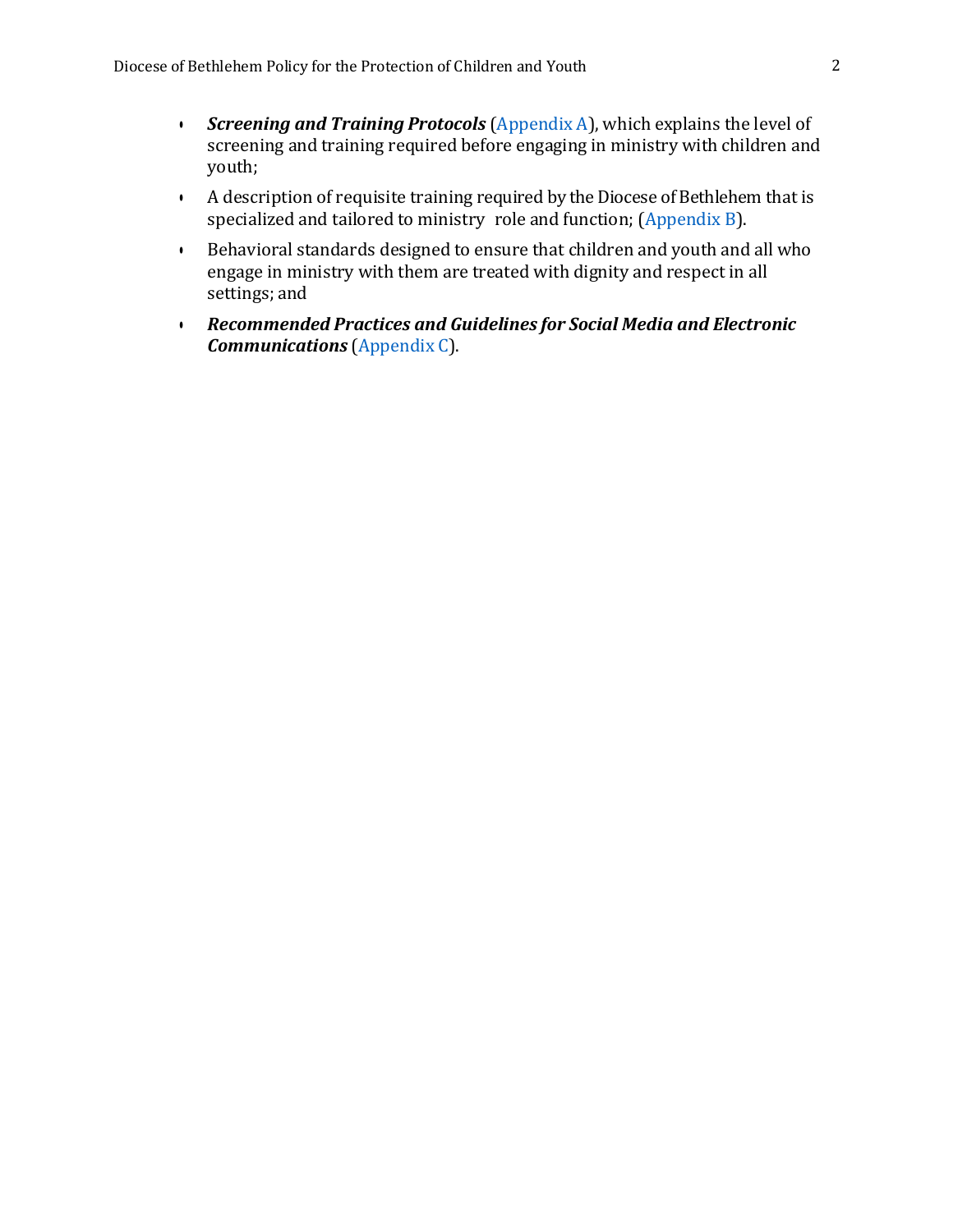- ***Screening and Training Protocols*** (Appendix A), which explains the level of screening and training required before engaging in ministry with children and youth;
- A description of requisite training required by the Diocese of Bethlehem that is specialized and tailored to ministry role and function; (Appendix B).
- Behavioral standards designed to ensure that children and youth and all who engage in ministry with them are treated with dignity and respect in all settings; and
- ***Recommended Practices and Guidelines for Social Media and Electronic Communications*** (Appendix C).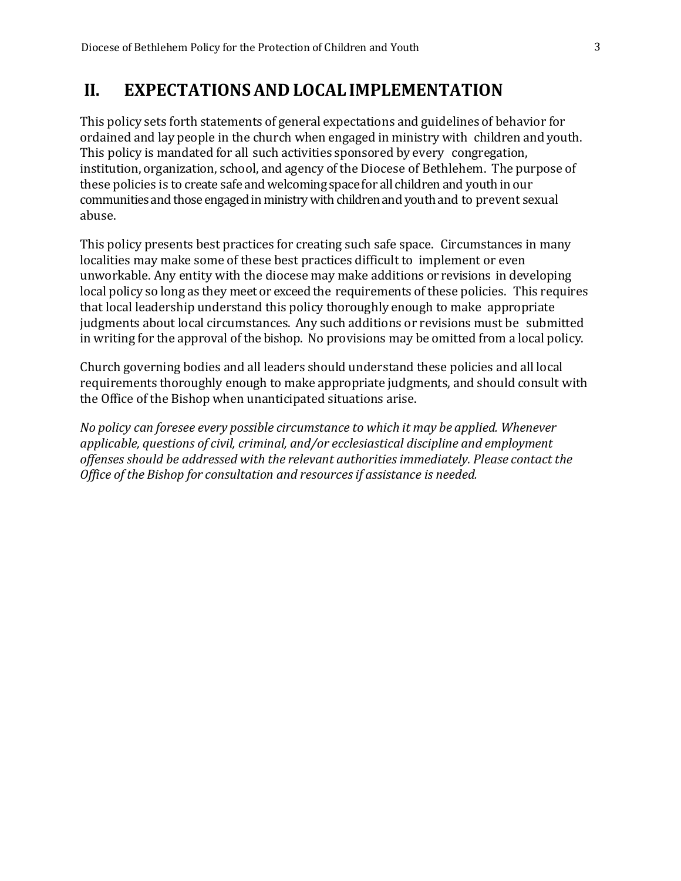## II. EXPECTATIONS AND LOCAL IMPLEMENTATION

This policy sets forth statements of general expectations and guidelines of behavior for ordained and lay people in the church when engaged in ministry with children and youth. This policy is mandated for all such activities sponsored by every congregation, institution, organization, school, and agency of the Diocese of Bethlehem. The purpose of these policies is to create safe and welcoming space for all children and youth in our communities and those engaged in ministry with children and youth and to prevent sexual abuse.

This policy presents best practices for creating such safe space. Circumstances in many localities may make some of these best practices difficult to implement or even unworkable. Any entity with the diocese may make additions or revisions in developing local policy so long as they meet or exceed the requirements of these policies. This requires that local leadership understand this policy thoroughly enough to make appropriate judgments about local circumstances. Any such additions or revisions must be submitted in writing for the approval of the bishop. No provisions may be omitted from a local policy.

Church governing bodies and all leaders should understand these policies and all local requirements thoroughly enough to make appropriate judgments, and should consult with the Office of the Bishop when unanticipated situations arise.

*No policy can foresee every possible circumstance to which it may be applied. Whenever applicable, questions of civil, criminal, and/or ecclesiastical discipline and employment offenses should be addressed with the relevant authorities immediately. Please contact the Office of the Bishop for consultation and resources if assistance is needed.*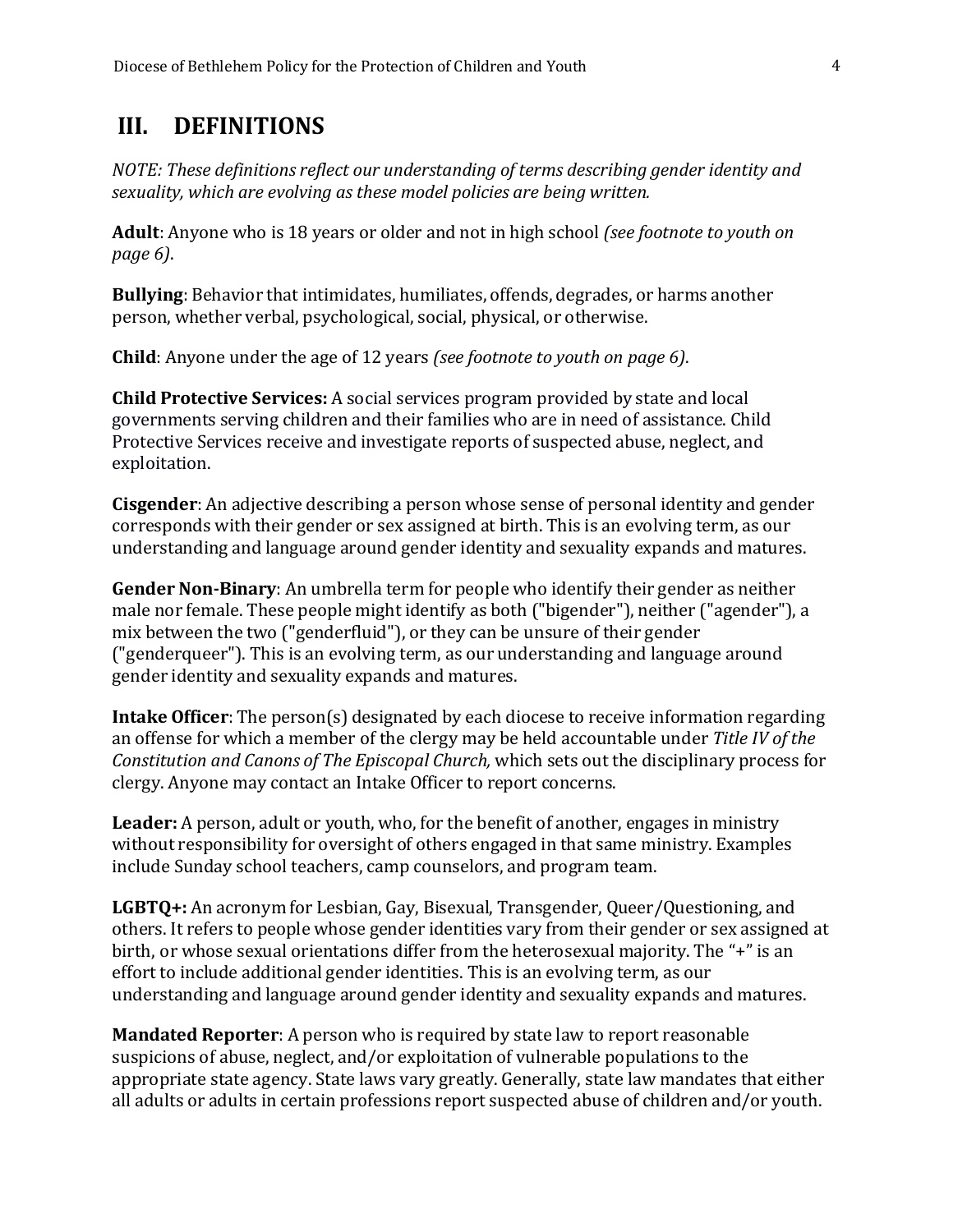## III. DEFINITIONS

*NOTE: These definitions reflect our understanding of terms describing gender identity and sexuality, which are evolving as these model policies are being written.*

**Adult**: Anyone who is 18 years or older and not in high school *(see footnote to youth on page 6)*.

**Bullying**: Behavior that intimidates, humiliates, offends, degrades, or harms another person, whether verbal, psychological, social, physical, or otherwise.

**Child**: Anyone under the age of 12 years *(see footnote to youth on page 6)*.

**Child Protective Services:** A social services program provided by state and local governments serving children and their families who are in need of assistance. Child Protective Services receive and investigate reports of suspected abuse, neglect, and exploitation.

**Cisgender**: An adjective describing a person whose sense of personal identity and gender corresponds with their gender or sex assigned at birth. This is an evolving term, as our understanding and language around gender identity and sexuality expands and matures.

**Gender Non-Binary**: An umbrella term for people who identify their gender as neither male nor female. These people might identify as both ("bigender"), neither ("agender"), a mix between the two ("genderfluid"), or they can be unsure of their gender ("genderqueer"). This is an evolving term, as our understanding and language around gender identity and sexuality expands and matures.

**Intake Officer**: The person(s) designated by each diocese to receive information regarding an offense for which a member of the clergy may be held accountable under *Title IV of the Constitution and Canons of The Episcopal Church,* which sets out the disciplinary process for clergy. Anyone may contact an Intake Officer to report concerns.

**Leader:** A person, adult or youth, who, for the benefit of another, engages in ministry without responsibility for oversight of others engaged in that same ministry. Examples include Sunday school teachers, camp counselors, and program team.

**LGBTQ+:** An acronym for Lesbian, Gay, Bisexual, Transgender, Queer/Questioning, and others. It refers to people whose gender identities vary from their gender or sex assigned at birth, or whose sexual orientations differ from the heterosexual majority. The "+" is an effort to include additional gender identities. This is an evolving term, as our understanding and language around gender identity and sexuality expands and matures.

**Mandated Reporter**: A person who is required by state law to report reasonable suspicions of abuse, neglect, and/or exploitation of vulnerable populations to the appropriate state agency. State laws vary greatly. Generally, state law mandates that either all adults or adults in certain professions report suspected abuse of children and/or youth.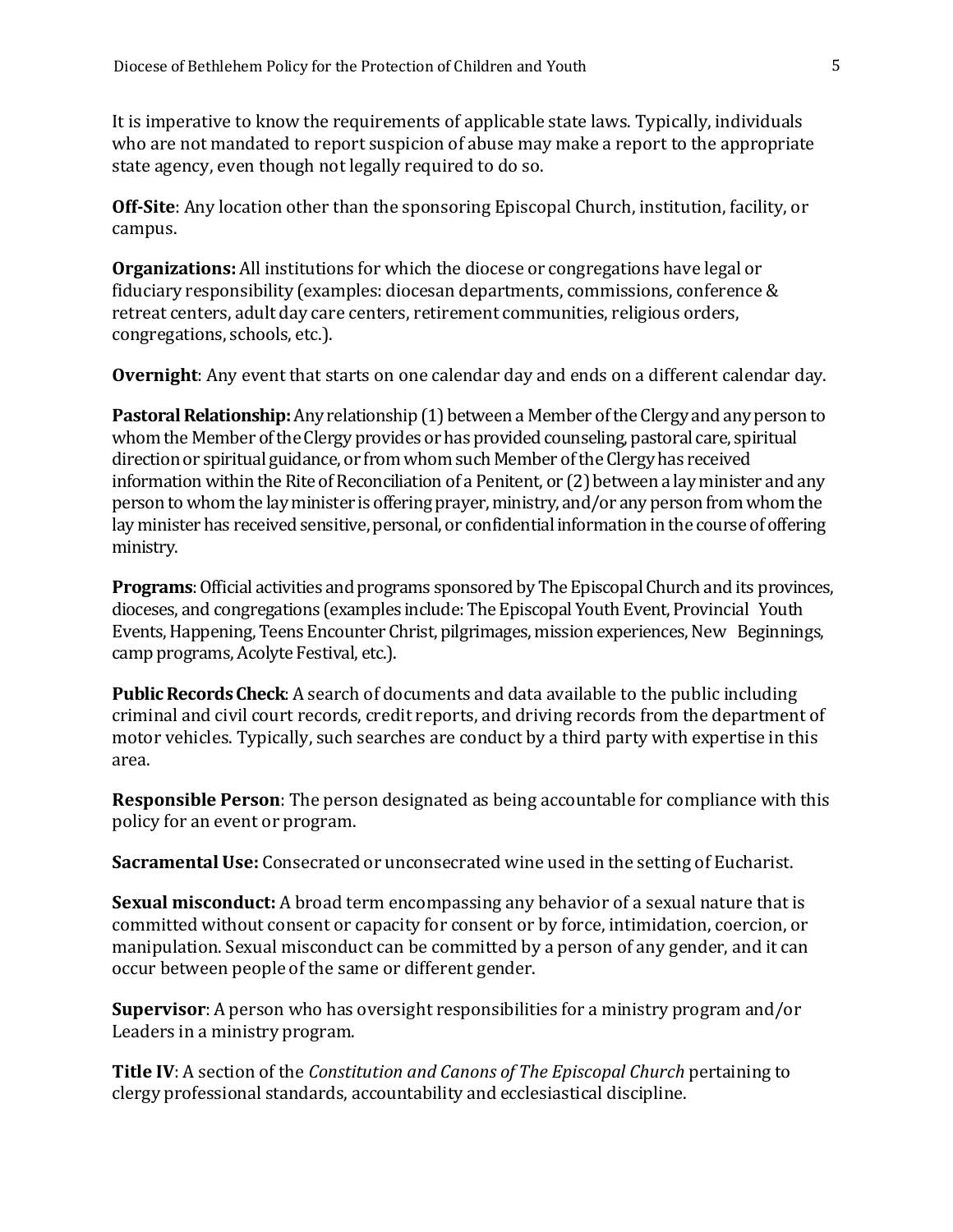It is imperative to know the requirements of applicable state laws. Typically, individuals who are not mandated to report suspicion of abuse may make a report to the appropriate state agency, even though not legally required to do so.

**Off-Site**: Any location other than the sponsoring Episcopal Church, institution, facility, or campus.

**Organizations:** All institutions for which the diocese or congregations have legal or fiduciary responsibility (examples: diocesan departments, commissions, conference & retreat centers, adult day care centers, retirement communities, religious orders, congregations, schools, etc.).

**Overnight**: Any event that starts on one calendar day and ends on a different calendar day.

**Pastoral Relationship:** Any relationship (1) between a Member of the Clergy and any person to whom the Member of the Clergy provides or has provided counseling, pastoral care, spiritual direction or spiritual guidance, or from whom such Member of the Clergy has received information within the Rite of Reconciliation of a Penitent, or (2) between a lay minister and any person to whom the lay minister is offering prayer, ministry, and/or any person from whom the lay minister has received sensitive, personal, or confidential information in the course of offering ministry.

**Programs**: Official activities and programs sponsored by The Episcopal Church and its provinces, dioceses, and congregations (examples include: The Episcopal Youth Event, Provincial Youth Events, Happening, Teens Encounter Christ, pilgrimages, mission experiences, New Beginnings, camp programs, Acolyte Festival, etc.).

**Public Records Check**: A search of documents and data available to the public including criminal and civil court records, credit reports, and driving records from the department of motor vehicles. Typically, such searches are conduct by a third party with expertise in this area.

**Responsible Person**: The person designated as being accountable for compliance with this policy for an event or program.

**Sacramental Use:** Consecrated or unconsecrated wine used in the setting of Eucharist.

**Sexual misconduct:** A broad term encompassing any behavior of a sexual nature that is committed without consent or capacity for consent or by force, intimidation, coercion, or manipulation. Sexual misconduct can be committed by a person of any gender, and it can occur between people of the same or different gender.

**Supervisor**: A person who has oversight responsibilities for a ministry program and/or Leaders in a ministry program.

**Title IV**: A section of the *Constitution and Canons of The Episcopal Church* pertaining to clergy professional standards, accountability and ecclesiastical discipline.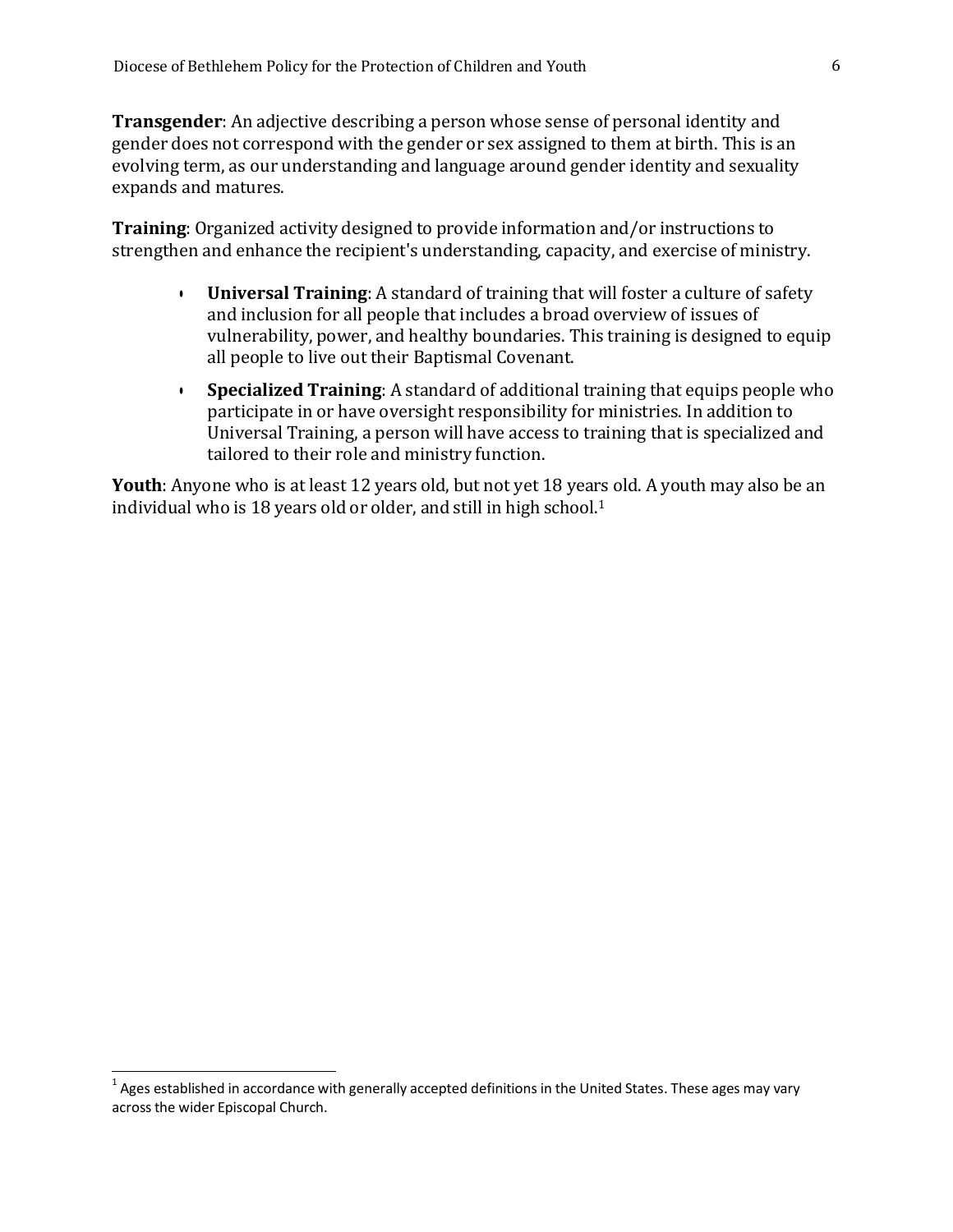**Transgender**: An adjective describing a person whose sense of personal identity and gender does not correspond with the gender or sex assigned to them at birth. This is an evolving term, as our understanding and language around gender identity and sexuality expands and matures.

**Training**: Organized activity designed to provide information and/or instructions to strengthen and enhance the recipient's understanding, capacity, and exercise of ministry.

- **Universal Training**: A standard of training that will foster a culture of safety and inclusion for all people that includes a broad overview of issues of vulnerability, power, and healthy boundaries. This training is designed to equip all people to live out their Baptismal Covenant.
- **Specialized Training**: A standard of additional training that equips people who participate in or have oversight responsibility for ministries. In addition to Universal Training, a person will have access to training that is specialized and tailored to their role and ministry function.

**Youth**: Anyone who is at least 12 years old, but not yet 18 years old. A youth may also be an individual who is 18 years old or older, and still in high school.[1]

[1] Ages established in accordance with generally accepted definitions in the United States. These ages may vary across the wider Episcopal Church.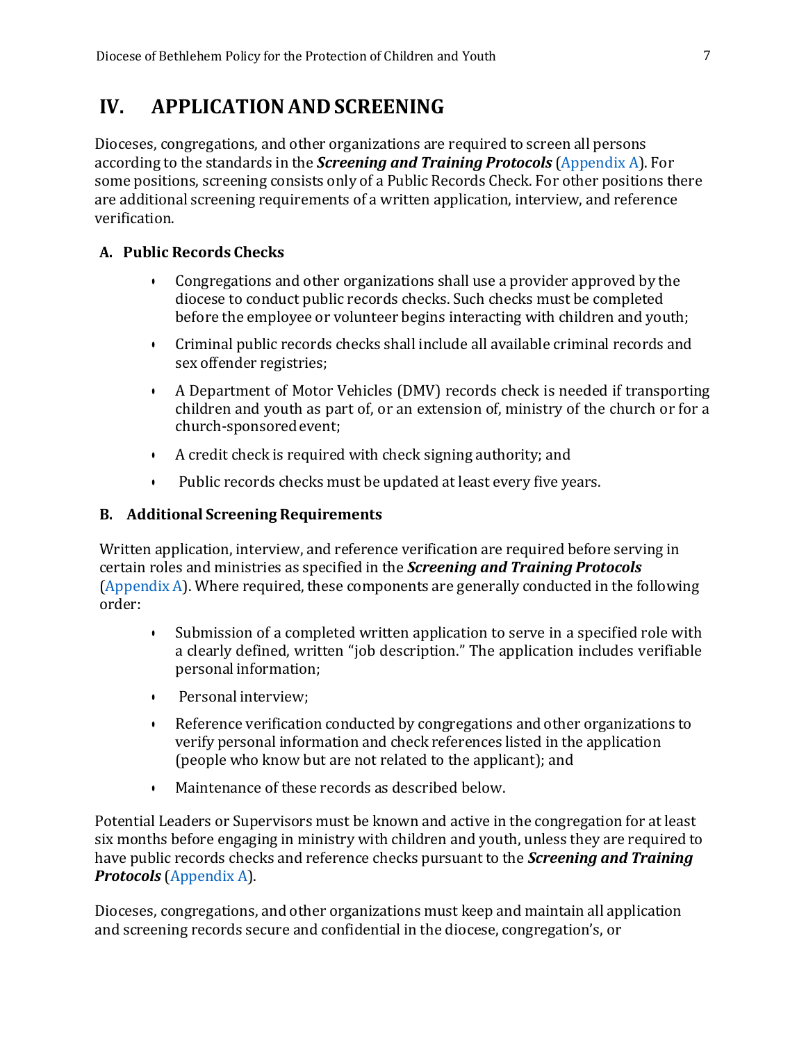# IV. APPLICATION AND SCREENING

Dioceses, congregations, and other organizations are required to screen all persons according to the standards in the ***Screening and Training Protocols*** (Appendix A). For some positions, screening consists only of a Public Records Check. For other positions there are additional screening requirements of a written application, interview, and reference verification.

## A. Public Records Checks

- Congregations and other organizations shall use a provider approved by the diocese to conduct public records checks. Such checks must be completed before the employee or volunteer begins interacting with children and youth;
- Criminal public records checks shall include all available criminal records and sex offender registries;
- A Department of Motor Vehicles (DMV) records check is needed if transporting children and youth as part of, or an extension of, ministry of the church or for a church-sponsored event;
- A credit check is required with check signing authority; and
- Public records checks must be updated at least every five years.

## B. Additional Screening Requirements

Written application, interview, and reference verification are required before serving in certain roles and ministries as specified in the ***Screening and Training Protocols*** (Appendix A). Where required, these components are generally conducted in the following order:

- Submission of a completed written application to serve in a specified role with a clearly defined, written "job description." The application includes verifiable personal information;
- Personal interview;
- Reference verification conducted by congregations and other organizations to verify personal information and check references listed in the application (people who know but are not related to the applicant); and
- Maintenance of these records as described below.

Potential Leaders or Supervisors must be known and active in the congregation for at least six months before engaging in ministry with children and youth, unless they are required to have public records checks and reference checks pursuant to the ***Screening and Training Protocols*** (Appendix A).

Dioceses, congregations, and other organizations must keep and maintain all application and screening records secure and confidential in the diocese, congregation's, or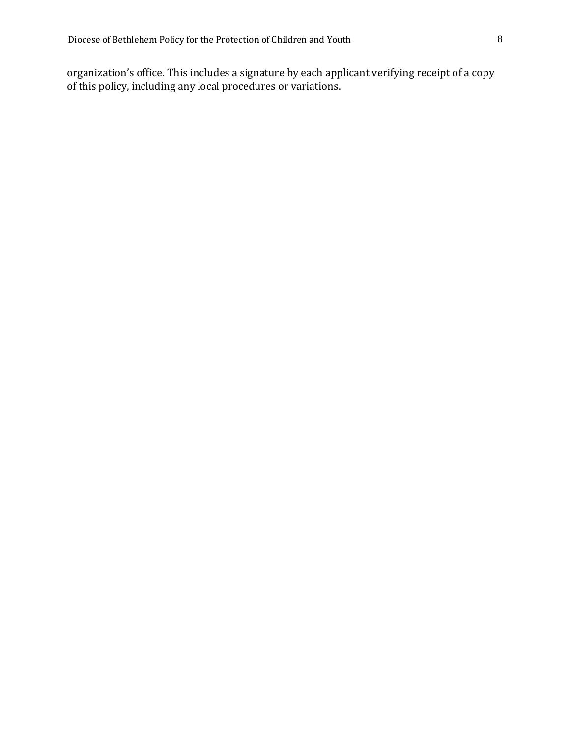organization's office. This includes a signature by each applicant verifying receipt of a copy of this policy, including any local procedures or variations.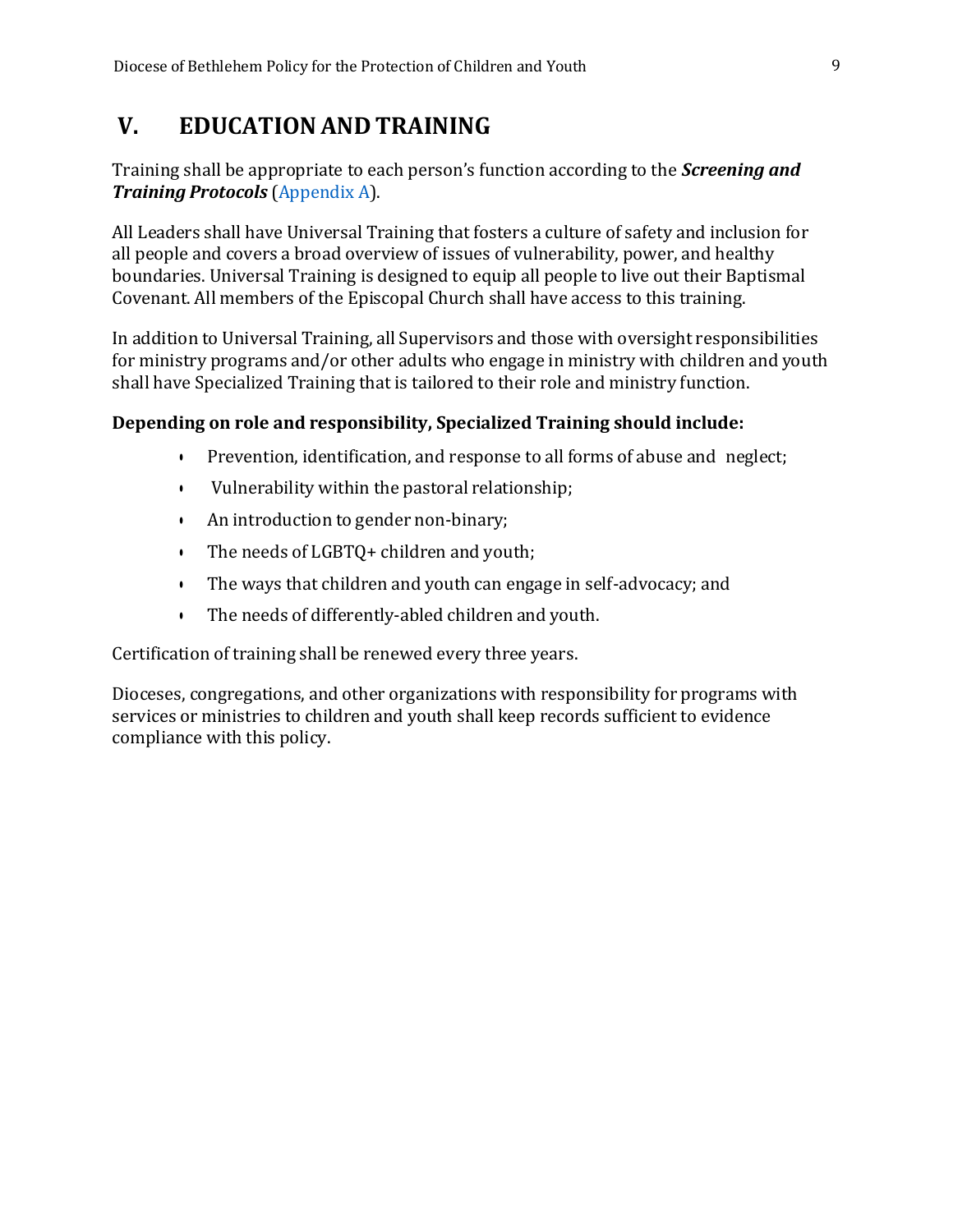# V. EDUCATION AND TRAINING

Training shall be appropriate to each person's function according to the ***Screening and Training Protocols*** (Appendix A).

All Leaders shall have Universal Training that fosters a culture of safety and inclusion for all people and covers a broad overview of issues of vulnerability, power, and healthy boundaries. Universal Training is designed to equip all people to live out their Baptismal Covenant. All members of the Episcopal Church shall have access to this training.

In addition to Universal Training, all Supervisors and those with oversight responsibilities for ministry programs and/or other adults who engage in ministry with children and youth shall have Specialized Training that is tailored to their role and ministry function.

**Depending on role and responsibility, Specialized Training should include:**

- Prevention, identification, and response to all forms of abuse and neglect;
- Vulnerability within the pastoral relationship;
- An introduction to gender non-binary;
- The needs of LGBTQ+ children and youth;
- The ways that children and youth can engage in self-advocacy; and
- The needs of differently-abled children and youth.

Certification of training shall be renewed every three years.

Dioceses, congregations, and other organizations with responsibility for programs with services or ministries to children and youth shall keep records sufficient to evidence compliance with this policy.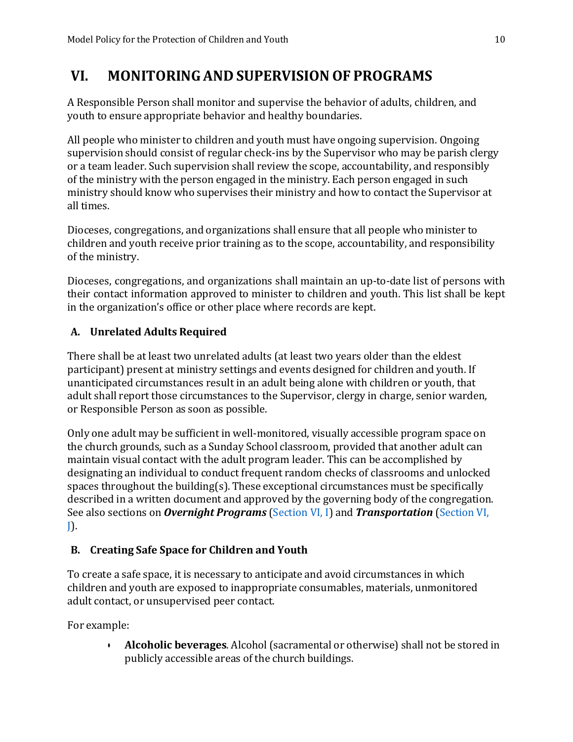# VI. MONITORING AND SUPERVISION OF PROGRAMS

A Responsible Person shall monitor and supervise the behavior of adults, children, and youth to ensure appropriate behavior and healthy boundaries.

All people who minister to children and youth must have ongoing supervision. Ongoing supervision should consist of regular check-ins by the Supervisor who may be parish clergy or a team leader. Such supervision shall review the scope, accountability, and responsibly of the ministry with the person engaged in the ministry. Each person engaged in such ministry should know who supervises their ministry and how to contact the Supervisor at all times.

Dioceses, congregations, and organizations shall ensure that all people who minister to children and youth receive prior training as to the scope, accountability, and responsibility of the ministry.

Dioceses, congregations, and organizations shall maintain an up-to-date list of persons with their contact information approved to minister to children and youth. This list shall be kept in the organization's office or other place where records are kept.

## A. Unrelated Adults Required

There shall be at least two unrelated adults (at least two years older than the eldest participant) present at ministry settings and events designed for children and youth. If unanticipated circumstances result in an adult being alone with children or youth, that adult shall report those circumstances to the Supervisor, clergy in charge, senior warden, or Responsible Person as soon as possible.

Only one adult may be sufficient in well-monitored, visually accessible program space on the church grounds, such as a Sunday School classroom, provided that another adult can maintain visual contact with the adult program leader. This can be accomplished by designating an individual to conduct frequent random checks of classrooms and unlocked spaces throughout the building(s). These exceptional circumstances must be specifically described in a written document and approved by the governing body of the congregation. See also sections on ***Overnight Programs*** (Section VI, I) and ***Transportation*** (Section VI, J).

## B. Creating Safe Space for Children and Youth

To create a safe space, it is necessary to anticipate and avoid circumstances in which children and youth are exposed to inappropriate consumables, materials, unmonitored adult contact, or unsupervised peer contact.

For example:

- **Alcoholic beverages**. Alcohol (sacramental or otherwise) shall not be stored in publicly accessible areas of the church buildings.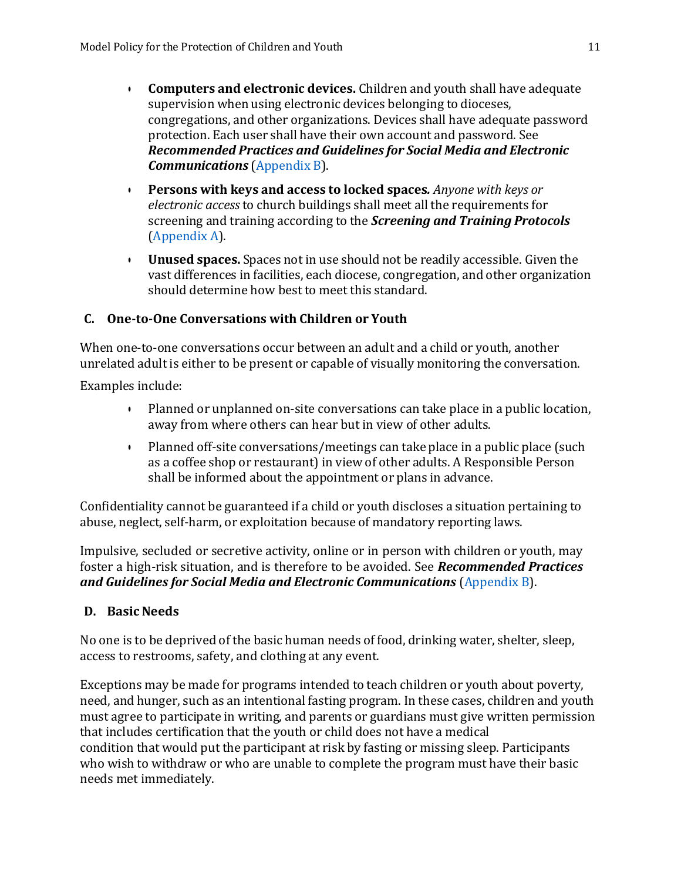- **Computers and electronic devices.** Children and youth shall have adequate supervision when using electronic devices belonging to dioceses, congregations, and other organizations. Devices shall have adequate password protection. Each user shall have their own account and password. See ***Recommended Practices and Guidelines for Social Media and Electronic Communications*** (Appendix B).
- **Persons with keys and access to locked spaces.** *Anyone with keys or electronic access* to church buildings shall meet all the requirements for screening and training according to the ***Screening and Training Protocols*** (Appendix A).
- **Unused spaces.** Spaces not in use should not be readily accessible. Given the vast differences in facilities, each diocese, congregation, and other organization should determine how best to meet this standard.

### C. One-to-One Conversations with Children or Youth

When one-to-one conversations occur between an adult and a child or youth, another unrelated adult is either to be present or capable of visually monitoring the conversation.

Examples include:

- Planned or unplanned on-site conversations can take place in a public location, away from where others can hear but in view of other adults.
- Planned off-site conversations/meetings can take place in a public place (such as a coffee shop or restaurant) in view of other adults. A Responsible Person shall be informed about the appointment or plans in advance.

Confidentiality cannot be guaranteed if a child or youth discloses a situation pertaining to abuse, neglect, self-harm, or exploitation because of mandatory reporting laws.

Impulsive, secluded or secretive activity, online or in person with children or youth, may foster a high-risk situation, and is therefore to be avoided. See ***Recommended Practices and Guidelines for Social Media and Electronic Communications*** (Appendix B).

### D. Basic Needs

No one is to be deprived of the basic human needs of food, drinking water, shelter, sleep, access to restrooms, safety, and clothing at any event.

Exceptions may be made for programs intended to teach children or youth about poverty, need, and hunger, such as an intentional fasting program. In these cases, children and youth must agree to participate in writing, and parents or guardians must give written permission that includes certification that the youth or child does not have a medical condition that would put the participant at risk by fasting or missing sleep. Participants who wish to withdraw or who are unable to complete the program must have their basic needs met immediately.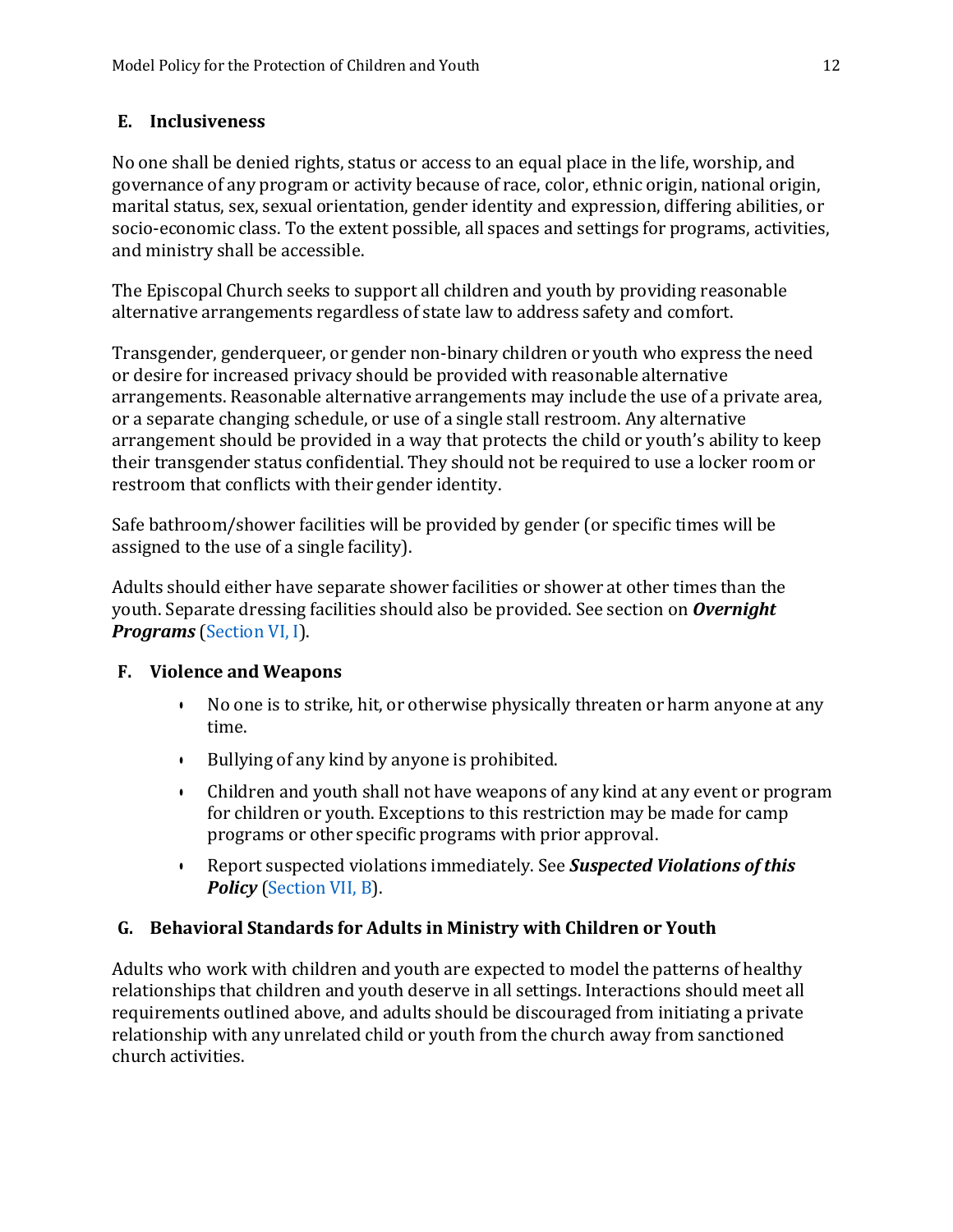### E. Inclusiveness

No one shall be denied rights, status or access to an equal place in the life, worship, and governance of any program or activity because of race, color, ethnic origin, national origin, marital status, sex, sexual orientation, gender identity and expression, differing abilities, or socio-economic class. To the extent possible, all spaces and settings for programs, activities, and ministry shall be accessible.

The Episcopal Church seeks to support all children and youth by providing reasonable alternative arrangements regardless of state law to address safety and comfort.

Transgender, genderqueer, or gender non-binary children or youth who express the need or desire for increased privacy should be provided with reasonable alternative arrangements. Reasonable alternative arrangements may include the use of a private area, or a separate changing schedule, or use of a single stall restroom. Any alternative arrangement should be provided in a way that protects the child or youth's ability to keep their transgender status confidential. They should not be required to use a locker room or restroom that conflicts with their gender identity.

Safe bathroom/shower facilities will be provided by gender (or specific times will be assigned to the use of a single facility).

Adults should either have separate shower facilities or shower at other times than the youth. Separate dressing facilities should also be provided. See section on ***Overnight Programs*** (Section VI, I).

### F. Violence and Weapons

- No one is to strike, hit, or otherwise physically threaten or harm anyone at any time.
- Bullying of any kind by anyone is prohibited.
- Children and youth shall not have weapons of any kind at any event or program for children or youth. Exceptions to this restriction may be made for camp programs or other specific programs with prior approval.
- Report suspected violations immediately. See ***Suspected Violations of this Policy*** (Section VII, B).

### G. Behavioral Standards for Adults in Ministry with Children or Youth

Adults who work with children and youth are expected to model the patterns of healthy relationships that children and youth deserve in all settings. Interactions should meet all requirements outlined above, and adults should be discouraged from initiating a private relationship with any unrelated child or youth from the church away from sanctioned church activities.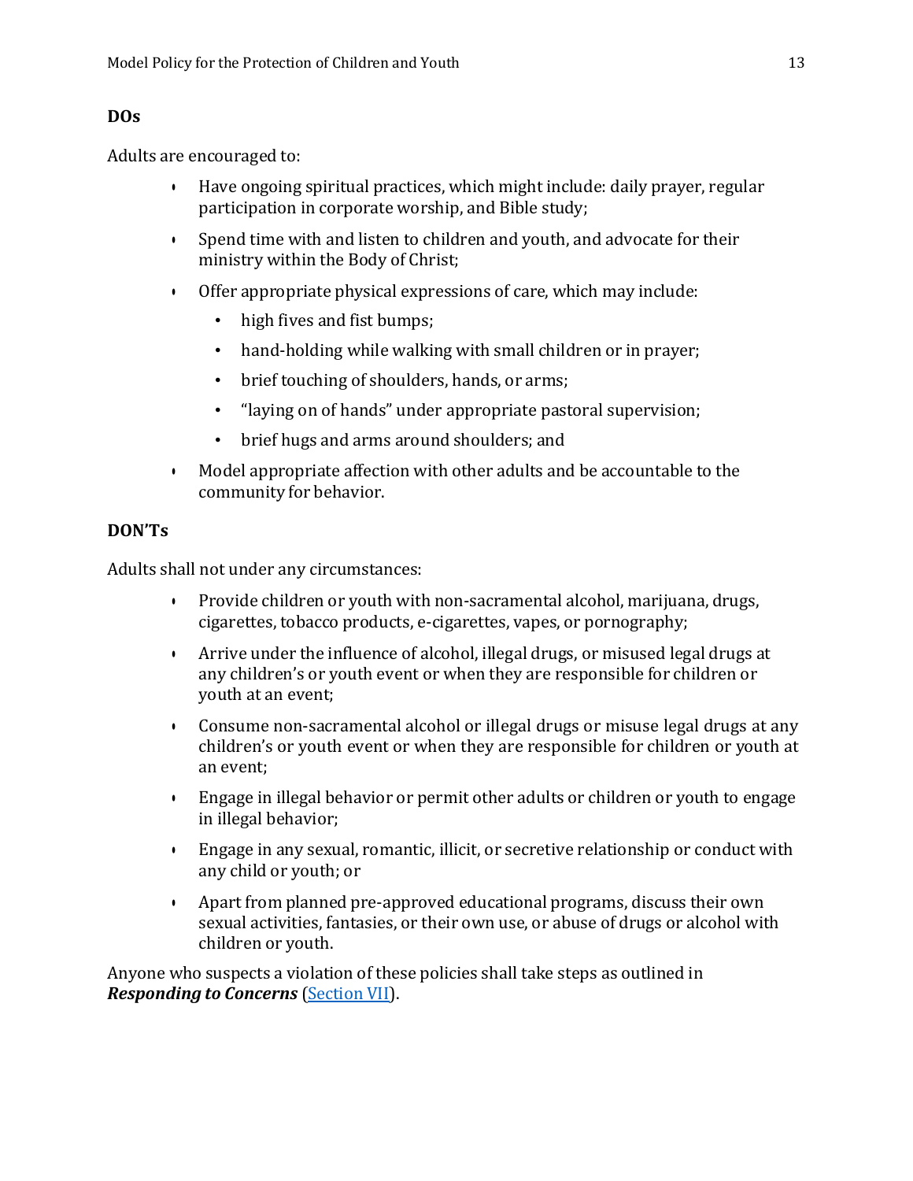### DOs

Adults are encouraged to:

- Have ongoing spiritual practices, which might include: daily prayer, regular participation in corporate worship, and Bible study;
- Spend time with and listen to children and youth, and advocate for their ministry within the Body of Christ;
- Offer appropriate physical expressions of care, which may include:
  - high fives and fist bumps;
  - hand-holding while walking with small children or in prayer;
  - brief touching of shoulders, hands, or arms;
  - "laying on of hands" under appropriate pastoral supervision;
  - brief hugs and arms around shoulders; and
- Model appropriate affection with other adults and be accountable to the community for behavior.

### DON'Ts

Adults shall not under any circumstances:

- Provide children or youth with non-sacramental alcohol, marijuana, drugs, cigarettes, tobacco products, e-cigarettes, vapes, or pornography;
- Arrive under the influence of alcohol, illegal drugs, or misused legal drugs at any children's or youth event or when they are responsible for children or youth at an event;
- Consume non-sacramental alcohol or illegal drugs or misuse legal drugs at any children's or youth event or when they are responsible for children or youth at an event;
- Engage in illegal behavior or permit other adults or children or youth to engage in illegal behavior;
- Engage in any sexual, romantic, illicit, or secretive relationship or conduct with any child or youth; or
- Apart from planned pre-approved educational programs, discuss their own sexual activities, fantasies, or their own use, or abuse of drugs or alcohol with children or youth.

Anyone who suspects a violation of these policies shall take steps as outlined in ***Responding to Concerns*** (Section VII).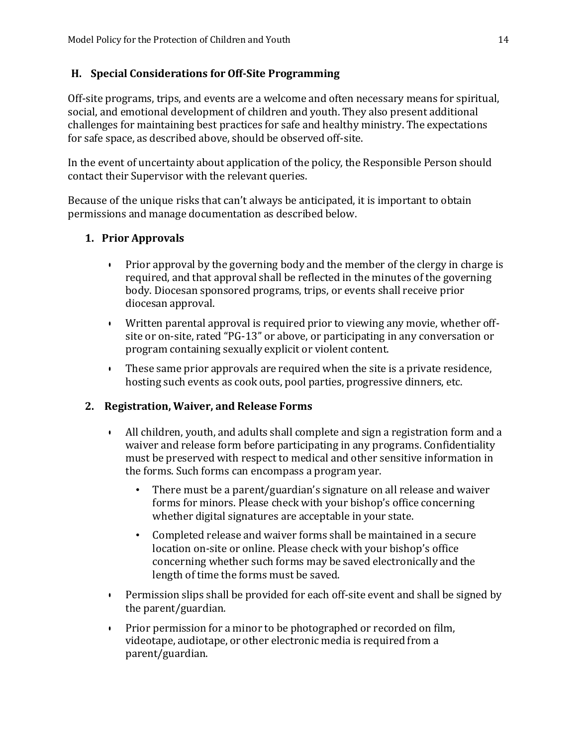### H. Special Considerations for Off-Site Programming

Off-site programs, trips, and events are a welcome and often necessary means for spiritual, social, and emotional development of children and youth. They also present additional challenges for maintaining best practices for safe and healthy ministry. The expectations for safe space, as described above, should be observed off-site.

In the event of uncertainty about application of the policy, the Responsible Person should contact their Supervisor with the relevant queries.

Because of the unique risks that can't always be anticipated, it is important to obtain permissions and manage documentation as described below.

#### 1. Prior Approvals

- Prior approval by the governing body and the member of the clergy in charge is required, and that approval shall be reflected in the minutes of the governing body. Diocesan sponsored programs, trips, or events shall receive prior diocesan approval.
- Written parental approval is required prior to viewing any movie, whether off-site or on-site, rated "PG-13" or above, or participating in any conversation or program containing sexually explicit or violent content.
- These same prior approvals are required when the site is a private residence, hosting such events as cook outs, pool parties, progressive dinners, etc.

#### 2. Registration, Waiver, and Release Forms

- All children, youth, and adults shall complete and sign a registration form and a waiver and release form before participating in any programs. Confidentiality must be preserved with respect to medical and other sensitive information in the forms. Such forms can encompass a program year.
  - There must be a parent/guardian's signature on all release and waiver forms for minors. Please check with your bishop's office concerning whether digital signatures are acceptable in your state.
  - Completed release and waiver forms shall be maintained in a secure location on-site or online. Please check with your bishop's office concerning whether such forms may be saved electronically and the length of time the forms must be saved.
- Permission slips shall be provided for each off-site event and shall be signed by the parent/guardian.
- Prior permission for a minor to be photographed or recorded on film, videotape, audiotape, or other electronic media is required from a parent/guardian.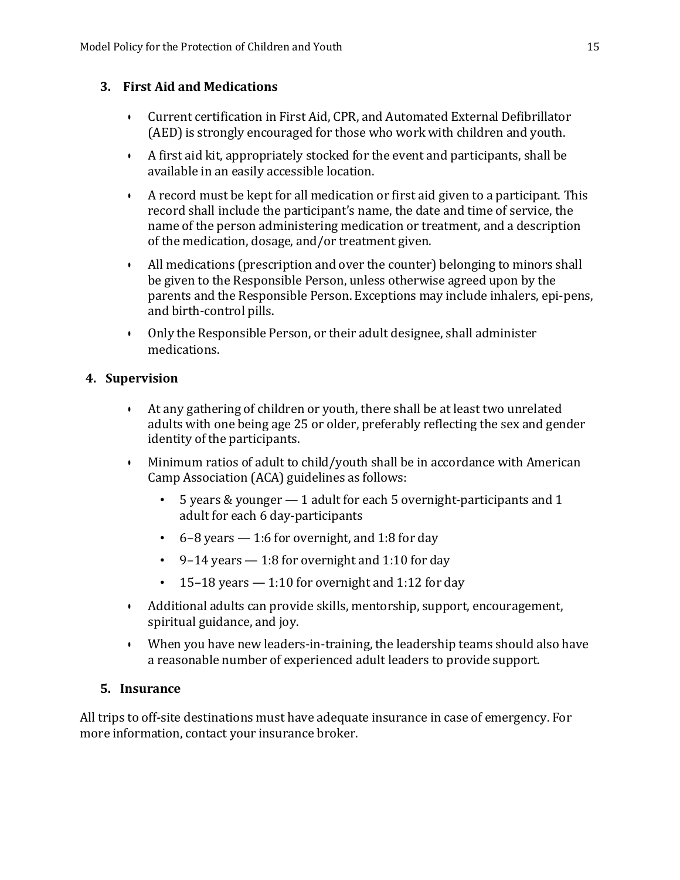### 3. First Aid and Medications

- Current certification in First Aid, CPR, and Automated External Defibrillator (AED) is strongly encouraged for those who work with children and youth.
- A first aid kit, appropriately stocked for the event and participants, shall be available in an easily accessible location.
- A record must be kept for all medication or first aid given to a participant. This record shall include the participant's name, the date and time of service, the name of the person administering medication or treatment, and a description of the medication, dosage, and/or treatment given.
- All medications (prescription and over the counter) belonging to minors shall be given to the Responsible Person, unless otherwise agreed upon by the parents and the Responsible Person. Exceptions may include inhalers, epi-pens, and birth-control pills.
- Only the Responsible Person, or their adult designee, shall administer medications.

### 4. Supervision

- At any gathering of children or youth, there shall be at least two unrelated adults with one being age 25 or older, preferably reflecting the sex and gender identity of the participants.
- Minimum ratios of adult to child/youth shall be in accordance with American Camp Association (ACA) guidelines as follows:
  - 5 years & younger — 1 adult for each 5 overnight-participants and 1 adult for each 6 day-participants
  - 6–8 years — 1:6 for overnight, and 1:8 for day
  - 9–14 years — 1:8 for overnight and 1:10 for day
  - 15–18 years — 1:10 for overnight and 1:12 for day
- Additional adults can provide skills, mentorship, support, encouragement, spiritual guidance, and joy.
- When you have new leaders-in-training, the leadership teams should also have a reasonable number of experienced adult leaders to provide support.

### 5. Insurance

All trips to off-site destinations must have adequate insurance in case of emergency. For more information, contact your insurance broker.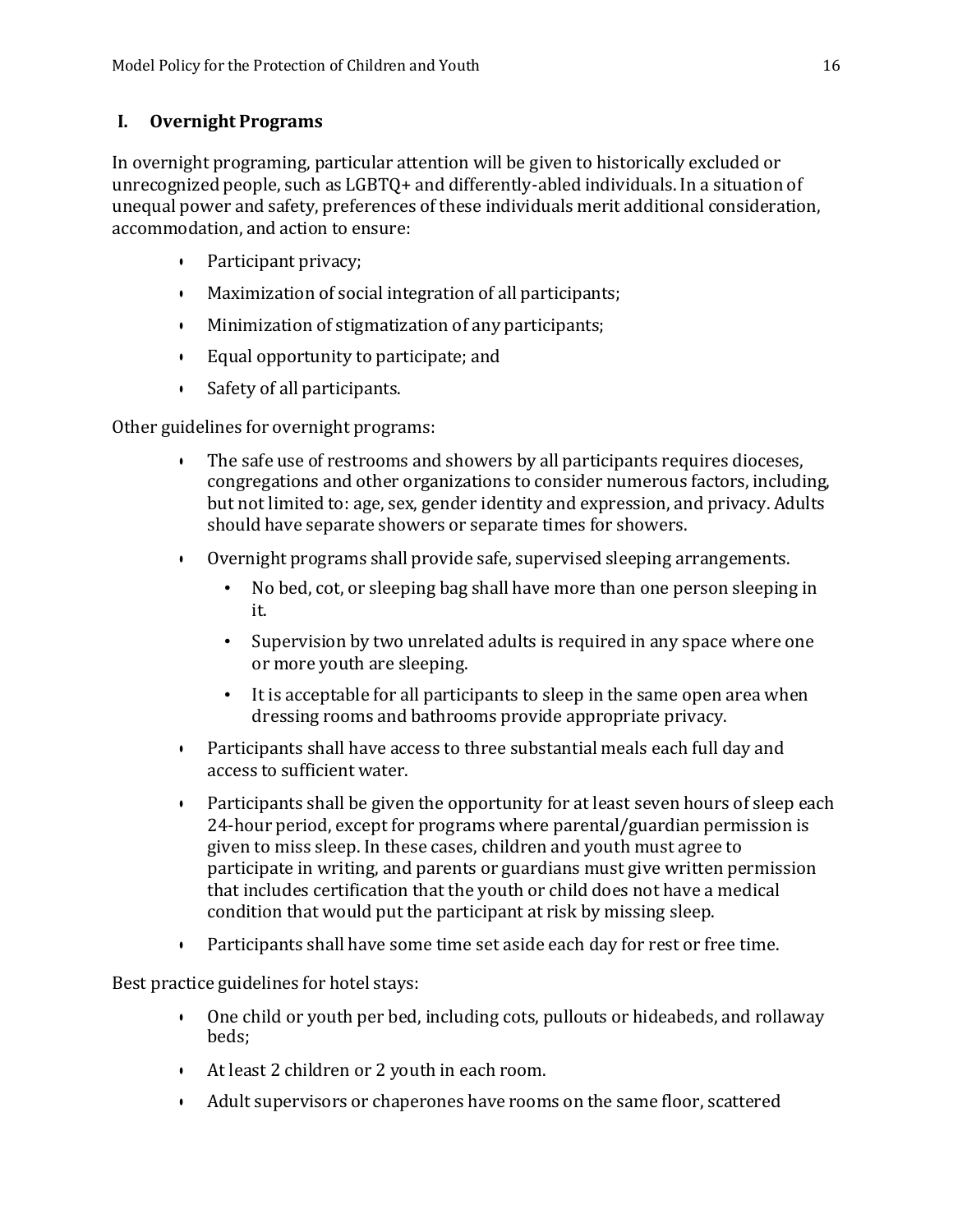## I. Overnight Programs

In overnight programing, particular attention will be given to historically excluded or unrecognized people, such as LGBTQ+ and differently-abled individuals. In a situation of unequal power and safety, preferences of these individuals merit additional consideration, accommodation, and action to ensure:

- Participant privacy;
- Maximization of social integration of all participants;
- Minimization of stigmatization of any participants;
- Equal opportunity to participate; and
- Safety of all participants.

Other guidelines for overnight programs:

- The safe use of restrooms and showers by all participants requires dioceses, congregations and other organizations to consider numerous factors, including, but not limited to: age, sex, gender identity and expression, and privacy. Adults should have separate showers or separate times for showers.
- Overnight programs shall provide safe, supervised sleeping arrangements.
  - No bed, cot, or sleeping bag shall have more than one person sleeping in it.
  - Supervision by two unrelated adults is required in any space where one or more youth are sleeping.
  - It is acceptable for all participants to sleep in the same open area when dressing rooms and bathrooms provide appropriate privacy.
- Participants shall have access to three substantial meals each full day and access to sufficient water.
- Participants shall be given the opportunity for at least seven hours of sleep each 24-hour period, except for programs where parental/guardian permission is given to miss sleep. In these cases, children and youth must agree to participate in writing, and parents or guardians must give written permission that includes certification that the youth or child does not have a medical condition that would put the participant at risk by missing sleep.
- Participants shall have some time set aside each day for rest or free time.

Best practice guidelines for hotel stays:

- One child or youth per bed, including cots, pullouts or hideabeds, and rollaway beds;
- At least 2 children or 2 youth in each room.
- Adult supervisors or chaperones have rooms on the same floor, scattered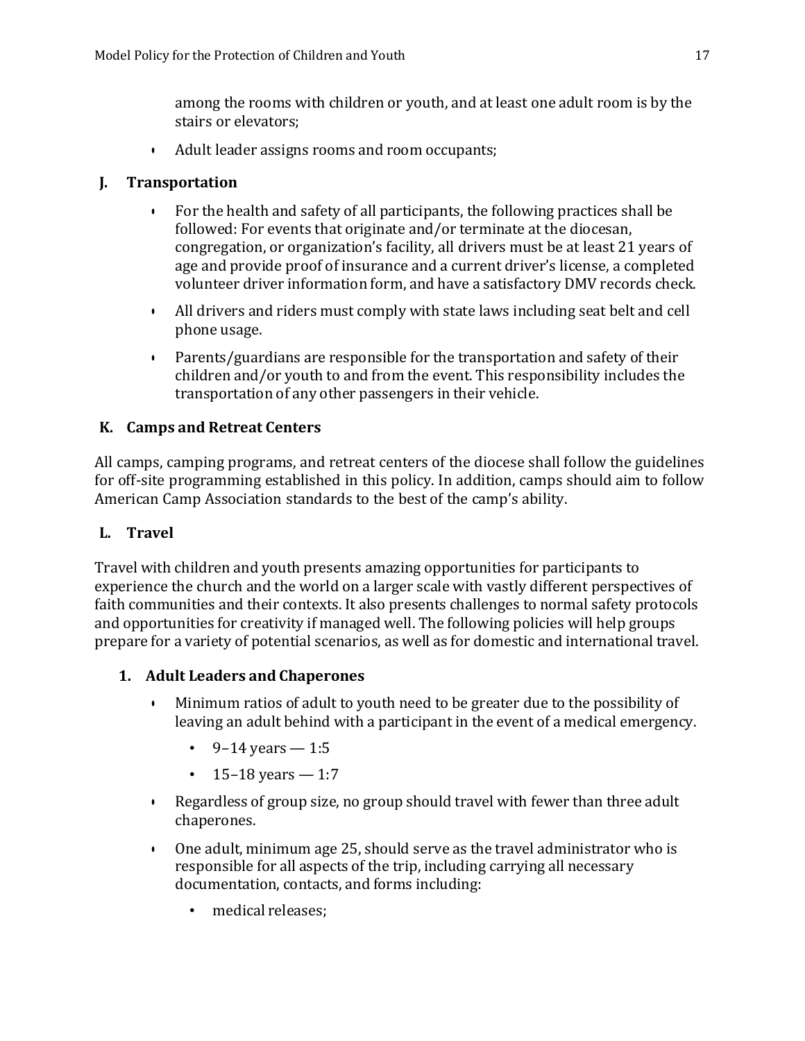among the rooms with children or youth, and at least one adult room is by the stairs or elevators;

- Adult leader assigns rooms and room occupants;

## J. Transportation

- For the health and safety of all participants, the following practices shall be followed: For events that originate and/or terminate at the diocesan, congregation, or organization's facility, all drivers must be at least 21 years of age and provide proof of insurance and a current driver's license, a completed volunteer driver information form, and have a satisfactory DMV records check.
- All drivers and riders must comply with state laws including seat belt and cell phone usage.
- Parents/guardians are responsible for the transportation and safety of their children and/or youth to and from the event. This responsibility includes the transportation of any other passengers in their vehicle.

## K. Camps and Retreat Centers

All camps, camping programs, and retreat centers of the diocese shall follow the guidelines for off-site programming established in this policy. In addition, camps should aim to follow American Camp Association standards to the best of the camp's ability.

## L. Travel

Travel with children and youth presents amazing opportunities for participants to experience the church and the world on a larger scale with vastly different perspectives of faith communities and their contexts. It also presents challenges to normal safety protocols and opportunities for creativity if managed well. The following policies will help groups prepare for a variety of potential scenarios, as well as for domestic and international travel.

### 1. Adult Leaders and Chaperones

- Minimum ratios of adult to youth need to be greater due to the possibility of leaving an adult behind with a participant in the event of a medical emergency.
  - 9–14 years — 1:5
  - 15–18 years — 1:7
- Regardless of group size, no group should travel with fewer than three adult chaperones.
- One adult, minimum age 25, should serve as the travel administrator who is responsible for all aspects of the trip, including carrying all necessary documentation, contacts, and forms including:
  - medical releases;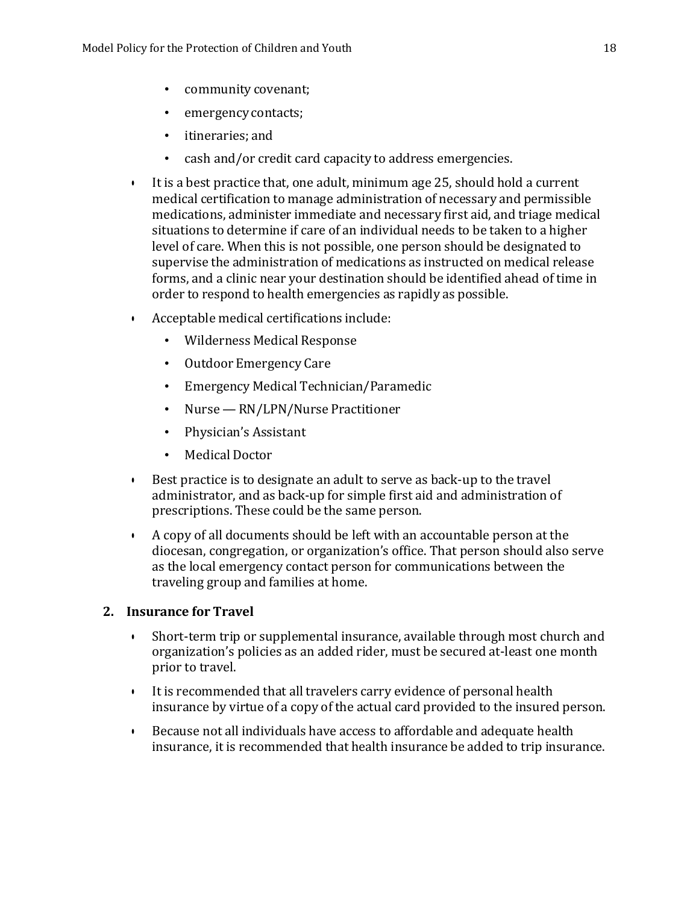- community covenant;
- emergency contacts;
- itineraries; and
- cash and/or credit card capacity to address emergencies.

- It is a best practice that, one adult, minimum age 25, should hold a current medical certification to manage administration of necessary and permissible medications, administer immediate and necessary first aid, and triage medical situations to determine if care of an individual needs to be taken to a higher level of care. When this is not possible, one person should be designated to supervise the administration of medications as instructed on medical release forms, and a clinic near your destination should be identified ahead of time in order to respond to health emergencies as rapidly as possible.
- Acceptable medical certifications include:
  - Wilderness Medical Response
  - Outdoor Emergency Care
  - Emergency Medical Technician/Paramedic
  - Nurse — RN/LPN/Nurse Practitioner
  - Physician's Assistant
  - Medical Doctor
- Best practice is to designate an adult to serve as back-up to the travel administrator, and as back-up for simple first aid and administration of prescriptions. These could be the same person.
- A copy of all documents should be left with an accountable person at the diocesan, congregation, or organization's office. That person should also serve as the local emergency contact person for communications between the traveling group and families at home.

### 2. Insurance for Travel

- Short-term trip or supplemental insurance, available through most church and organization's policies as an added rider, must be secured at-least one month prior to travel.
- It is recommended that all travelers carry evidence of personal health insurance by virtue of a copy of the actual card provided to the insured person.
- Because not all individuals have access to affordable and adequate health insurance, it is recommended that health insurance be added to trip insurance.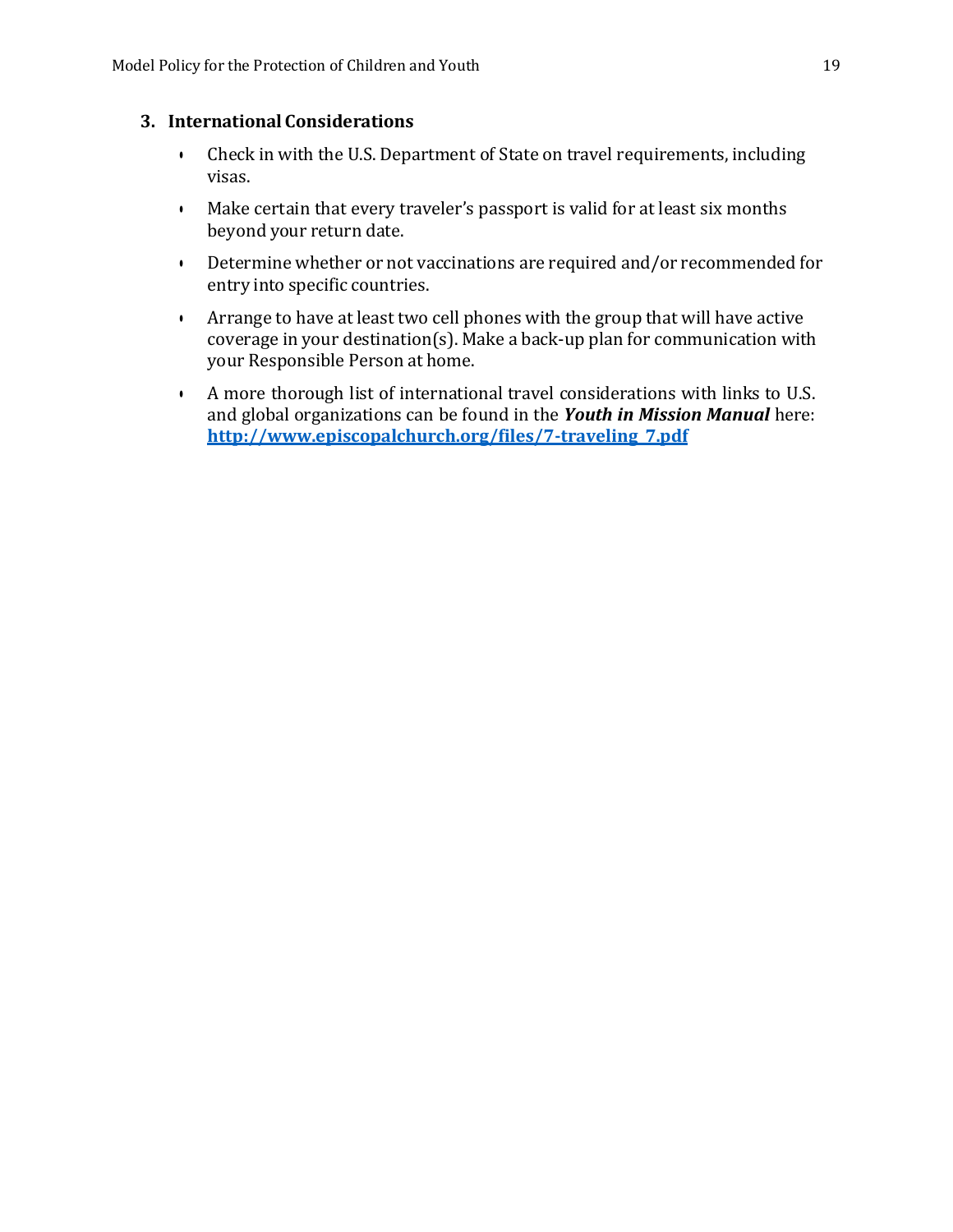### 3. International Considerations

- Check in with the U.S. Department of State on travel requirements, including visas.
- Make certain that every traveler's passport is valid for at least six months beyond your return date.
- Determine whether or not vaccinations are required and/or recommended for entry into specific countries.
- Arrange to have at least two cell phones with the group that will have active coverage in your destination(s). Make a back-up plan for communication with your Responsible Person at home.
- A more thorough list of international travel considerations with links to U.S. and global organizations can be found in the ***Youth in Mission Manual*** here: **http://www.episcopalchurch.org/files/7-traveling_7.pdf**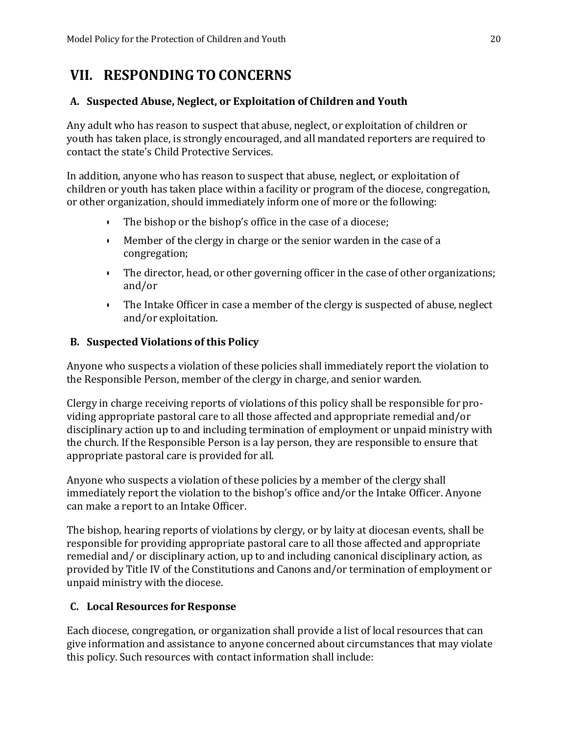# VII. RESPONDING TO CONCERNS

## A. Suspected Abuse, Neglect, or Exploitation of Children and Youth

Any adult who has reason to suspect that abuse, neglect, or exploitation of children or youth has taken place, is strongly encouraged, and all mandated reporters are required to contact the state's Child Protective Services.

In addition, anyone who has reason to suspect that abuse, neglect, or exploitation of children or youth has taken place within a facility or program of the diocese, congregation, or other organization, should immediately inform one of more or the following:

- The bishop or the bishop's office in the case of a diocese;
- Member of the clergy in charge or the senior warden in the case of a congregation;
- The director, head, or other governing officer in the case of other organizations; and/or
- The Intake Officer in case a member of the clergy is suspected of abuse, neglect and/or exploitation.

## B. Suspected Violations of this Policy

Anyone who suspects a violation of these policies shall immediately report the violation to the Responsible Person, member of the clergy in charge, and senior warden.

Clergy in charge receiving reports of violations of this policy shall be responsible for providing appropriate pastoral care to all those affected and appropriate remedial and/or disciplinary action up to and including termination of employment or unpaid ministry with the church. If the Responsible Person is a lay person, they are responsible to ensure that appropriate pastoral care is provided for all.

Anyone who suspects a violation of these policies by a member of the clergy shall immediately report the violation to the bishop's office and/or the Intake Officer. Anyone can make a report to an Intake Officer.

The bishop, hearing reports of violations by clergy, or by laity at diocesan events, shall be responsible for providing appropriate pastoral care to all those affected and appropriate remedial and/ or disciplinary action, up to and including canonical disciplinary action, as provided by Title IV of the Constitutions and Canons and/or termination of employment or unpaid ministry with the diocese.

## C. Local Resources for Response

Each diocese, congregation, or organization shall provide a list of local resources that can give information and assistance to anyone concerned about circumstances that may violate this policy. Such resources with contact information shall include: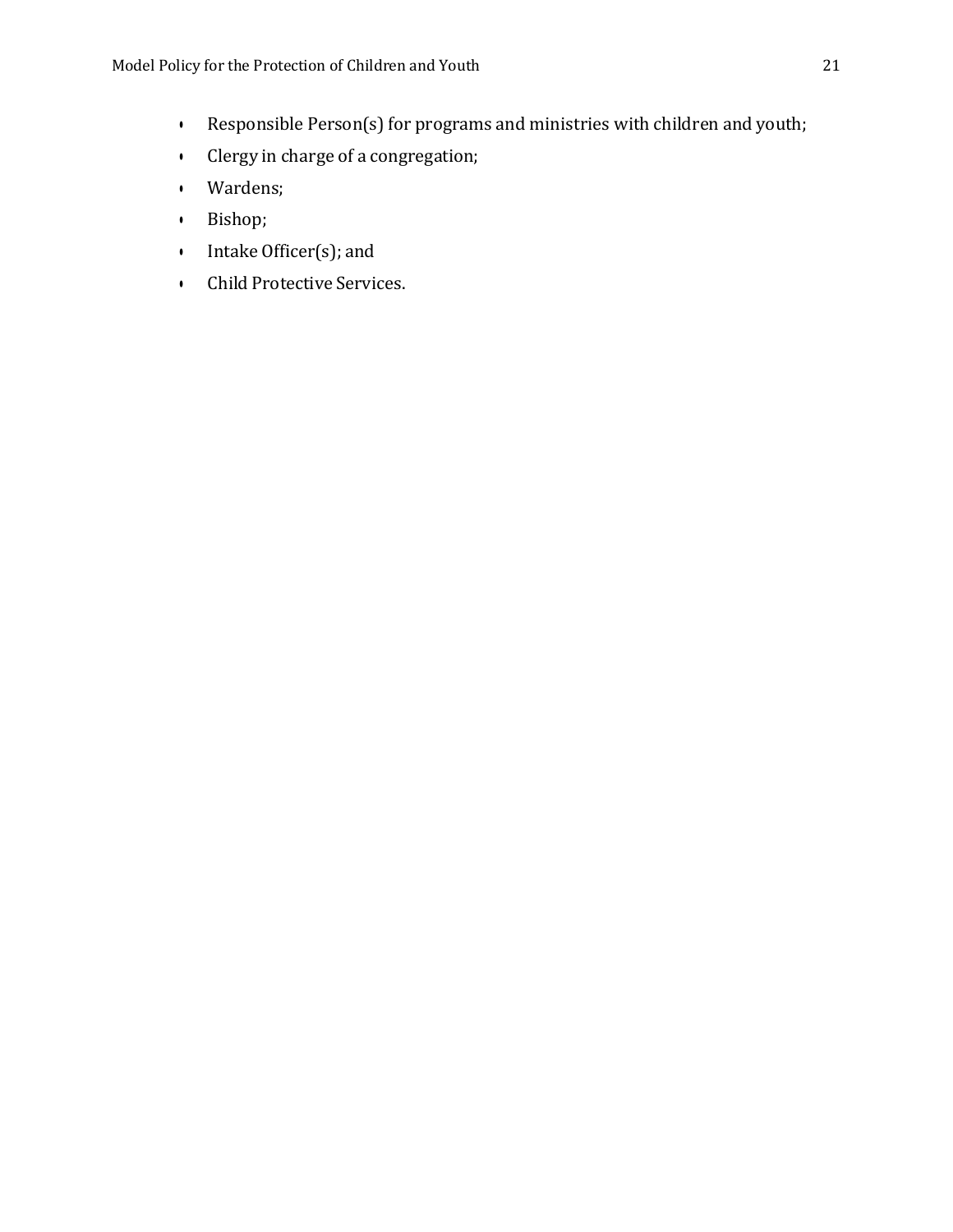- Responsible Person(s) for programs and ministries with children and youth;
- Clergy in charge of a congregation;
- Wardens;
- Bishop;
- Intake Officer(s); and
- Child Protective Services.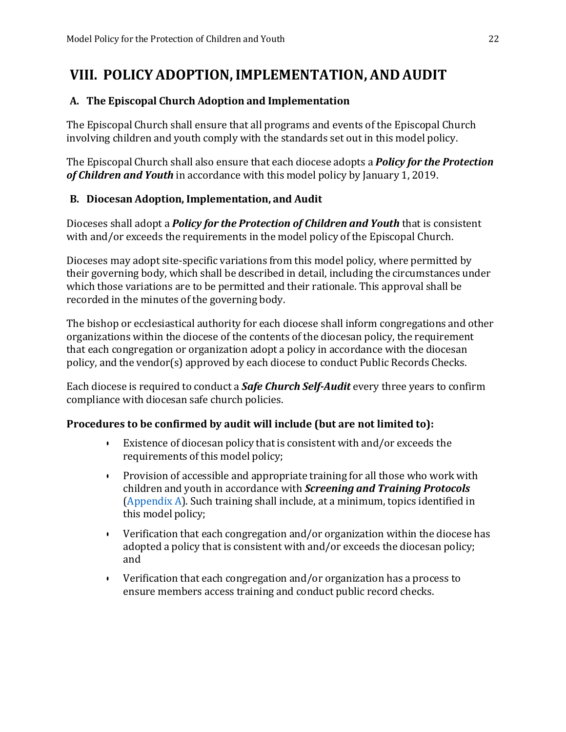# VIII. POLICY ADOPTION, IMPLEMENTATION, AND AUDIT

## A. The Episcopal Church Adoption and Implementation

The Episcopal Church shall ensure that all programs and events of the Episcopal Church involving children and youth comply with the standards set out in this model policy.

The Episcopal Church shall also ensure that each diocese adopts a ***Policy for the Protection of Children and Youth*** in accordance with this model policy by January 1, 2019.

## B. Diocesan Adoption, Implementation, and Audit

Dioceses shall adopt a ***Policy for the Protection of Children and Youth*** that is consistent with and/or exceeds the requirements in the model policy of the Episcopal Church.

Dioceses may adopt site-specific variations from this model policy, where permitted by their governing body, which shall be described in detail, including the circumstances under which those variations are to be permitted and their rationale. This approval shall be recorded in the minutes of the governing body.

The bishop or ecclesiastical authority for each diocese shall inform congregations and other organizations within the diocese of the contents of the diocesan policy, the requirement that each congregation or organization adopt a policy in accordance with the diocesan policy, and the vendor(s) approved by each diocese to conduct Public Records Checks.

Each diocese is required to conduct a ***Safe Church Self-Audit*** every three years to confirm compliance with diocesan safe church policies.

**Procedures to be confirmed by audit will include (but are not limited to):**

- Existence of diocesan policy that is consistent with and/or exceeds the requirements of this model policy;
- Provision of accessible and appropriate training for all those who work with children and youth in accordance with ***Screening and Training Protocols*** (Appendix A). Such training shall include, at a minimum, topics identified in this model policy;
- Verification that each congregation and/or organization within the diocese has adopted a policy that is consistent with and/or exceeds the diocesan policy; and
- Verification that each congregation and/or organization has a process to ensure members access training and conduct public record checks.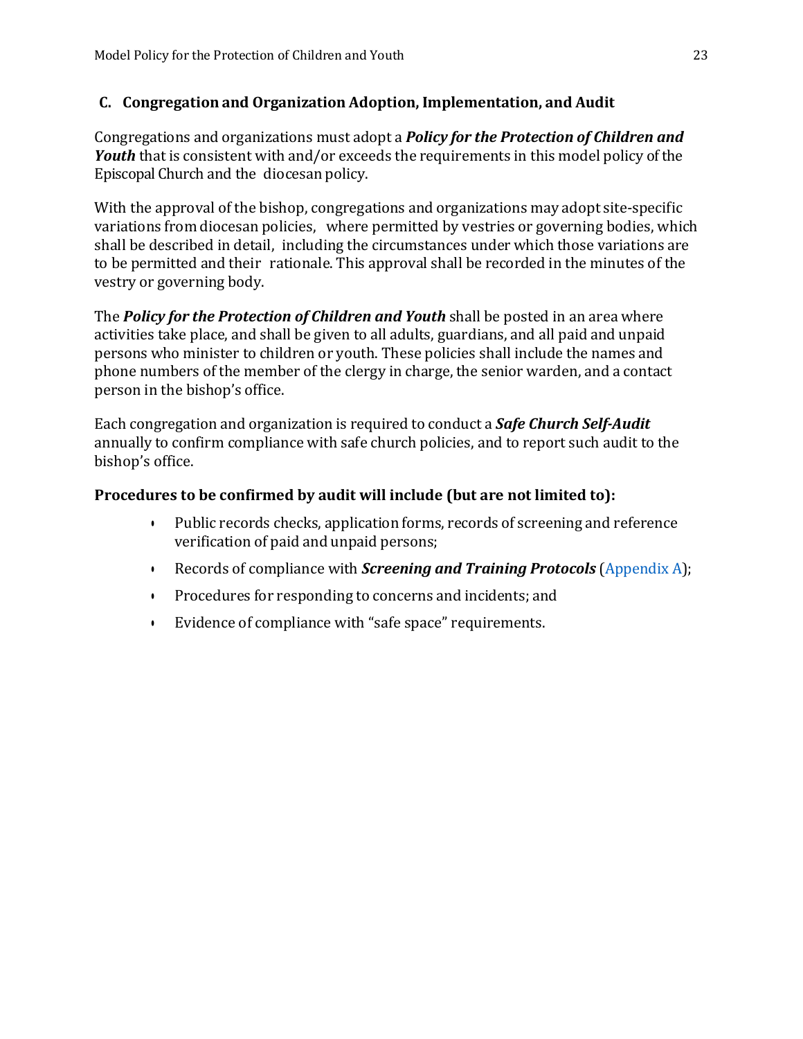## C. Congregation and Organization Adoption, Implementation, and Audit

Congregations and organizations must adopt a ***Policy for the Protection of Children and Youth*** that is consistent with and/or exceeds the requirements in this model policy of the Episcopal Church and the diocesan policy.

With the approval of the bishop, congregations and organizations may adopt site-specific variations from diocesan policies, where permitted by vestries or governing bodies, which shall be described in detail, including the circumstances under which those variations are to be permitted and their rationale. This approval shall be recorded in the minutes of the vestry or governing body.

The ***Policy for the Protection of Children and Youth*** shall be posted in an area where activities take place, and shall be given to all adults, guardians, and all paid and unpaid persons who minister to children or youth. These policies shall include the names and phone numbers of the member of the clergy in charge, the senior warden, and a contact person in the bishop's office.

Each congregation and organization is required to conduct a ***Safe Church Self-Audit*** annually to confirm compliance with safe church policies, and to report such audit to the bishop's office.

**Procedures to be confirmed by audit will include (but are not limited to):**

- Public records checks, application forms, records of screening and reference verification of paid and unpaid persons;
- Records of compliance with ***Screening and Training Protocols*** (Appendix A);
- Procedures for responding to concerns and incidents; and
- Evidence of compliance with "safe space" requirements.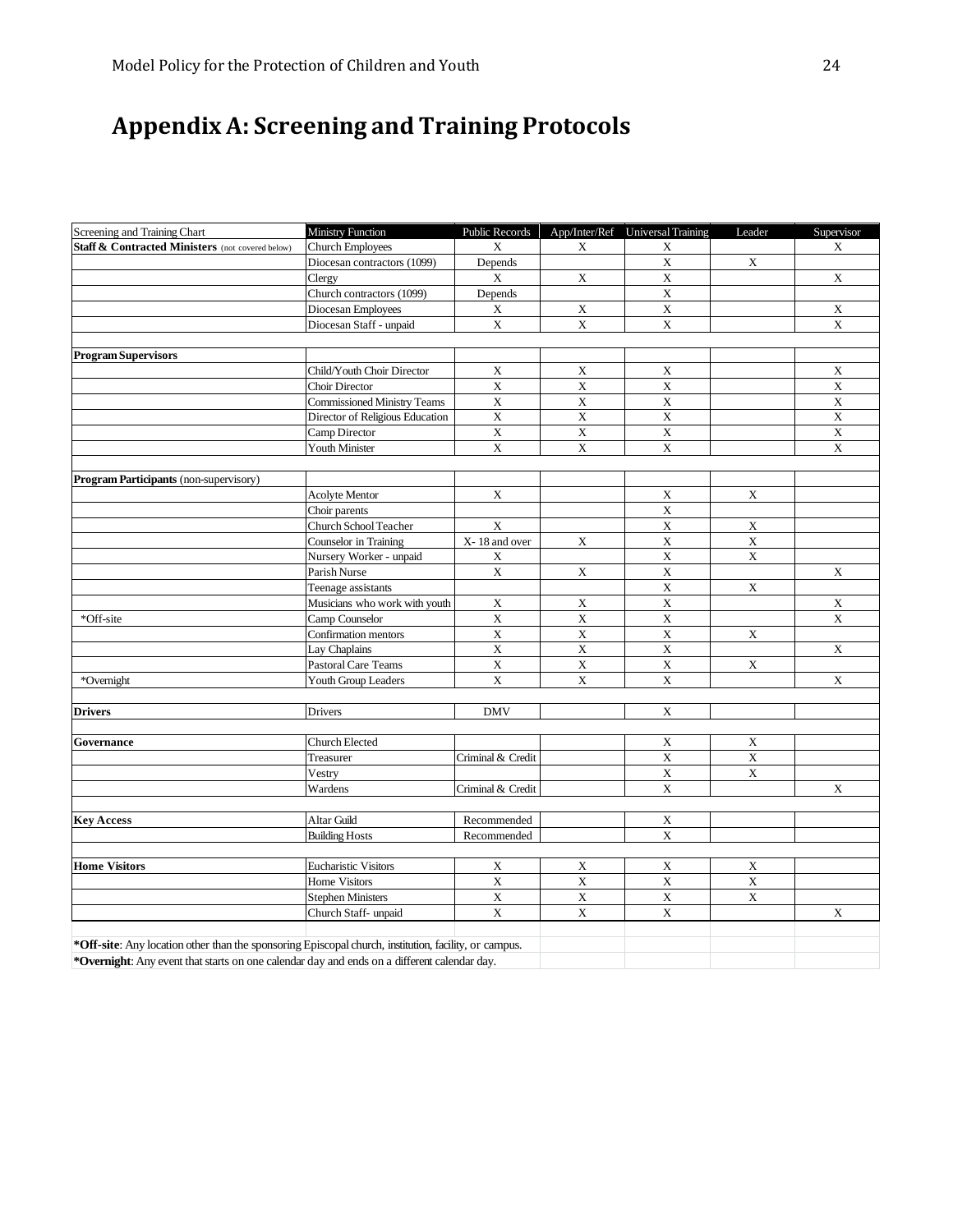# Appendix A: Screening and Training Protocols

| Screening and Training Chart | Ministry Function | Public Records | App/Inter/Ref | Universal Training | Leader | Supervisor |
|---|---|---|---|---|---|---|
| **Staff & Contracted Ministers** (not covered below) | Church Employees | X | X | X | | X |
| | Diocesan contractors (1099) | Depends | | X | X | |
| | Clergy | X | X | X | | X |
| | Church contractors (1099) | Depends | | X | | |
| | Diocesan Employees | X | X | X | | X |
| | Diocesan Staff - unpaid | X | X | X | | X |
| | | | | | | |
| **Program Supervisors** | | | | | | |
| | Child/Youth Choir Director | X | X | X | | X |
| | Choir Director | X | X | X | | X |
| | Commissioned Ministry Teams | X | X | X | | X |
| | Director of Religious Education | X | X | X | | X |
| | Camp Director | X | X | X | | X |
| | Youth Minister | X | X | X | | X |
| | | | | | | |
| **Program Participants** (non-supervisory) | | | | | | |
| | Acolyte Mentor | X | | X | X | |
| | Choir parents | | | X | | |
| | Church School Teacher | X | | X | X | |
| | Counselor in Training | X- 18 and over | X | X | X | |
| | Nursery Worker - unpaid | X | | X | X | |
| | Parish Nurse | X | X | X | | X |
| | Teenage assistants | | | X | X | |
| | Musicians who work with youth | X | X | X | | X |
| *Off-site | Camp Counselor | X | X | X | | X |
| | Confirmation mentors | X | X | X | X | |
| | Lay Chaplains | X | X | X | | X |
| | Pastoral Care Teams | X | X | X | X | |
| *Overnight | Youth Group Leaders | X | X | X | | X |
| | | | | | | |
| **Drivers** | Drivers | DMV | | X | | |
| | | | | | | |
| **Governance** | Church Elected | | | X | X | |
| | Treasurer | Criminal & Credit | | X | X | |
| | Vestry | | | X | X | |
| | Wardens | Criminal & Credit | | X | | X |
| | | | | | | |
| **Key Access** | Altar Guild | Recommended | | X | | |
| | Building Hosts | Recommended | | X | | |
| | | | | | | |
| **Home Visitors** | Eucharistic Visitors | X | X | X | X | |
| | Home Visitors | X | X | X | X | |
| | Stephen Ministers | X | X | X | X | |
| | Church Staff- unpaid | X | X | X | | X |

**\*Off-site**: Any location other than the sponsoring Episcopal church, institution, facility, or campus.

**\*Overnight**: Any event that starts on one calendar day and ends on a different calendar day.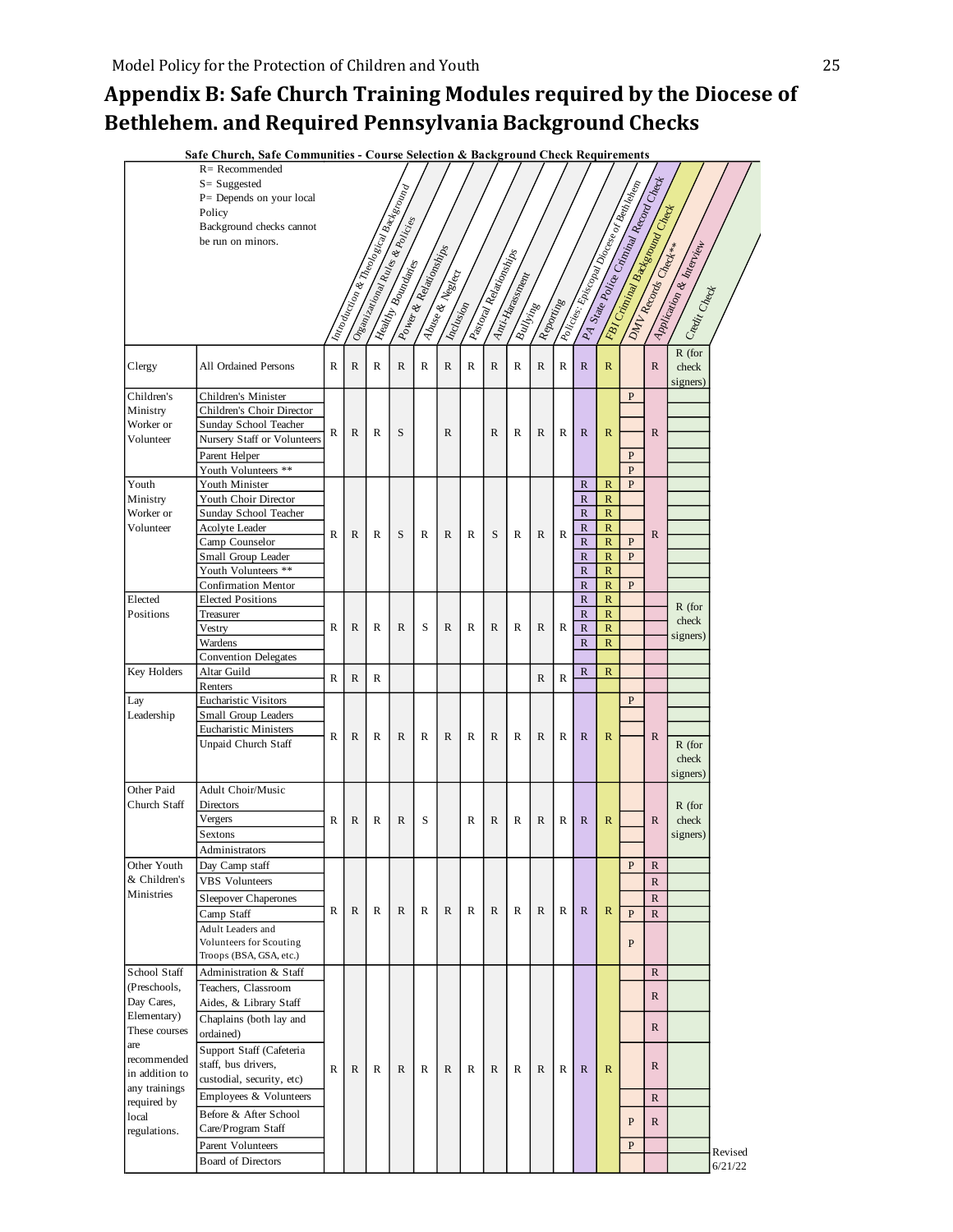# Appendix B: Safe Church Training Modules required by the Diocese of Bethlehem. and Required Pennsylvania Background Checks

**Safe Church, Safe Communities - Course Selection & Background Check Requirements**

R= Recommended
S= Suggested
P= Depends on your local Policy
Background checks cannot be run on minors.

| | | Introduction & Theological Background | Organizational Rules & Policies | Healthy Boundaries | Power & Relationships | Abuse & Neglect | Inclusion | Pastoral Relationships | Anti-Harassment | Bullying | Reporting | Policies: Episcopal Diocese of Bethlehem | PA State Police Criminal Record Check | FBI Criminal Background Check | DMV Records Check** | Application & Interview | Credit Check |
|---|---|---|---|---|---|---|---|---|---|---|---|---|---|---|---|---|---|
| Clergy | All Ordained Persons | R | R | R | R | R | R | R | R | R | R | R | R | R | | R | R (for check signers) |
| Children's Ministry Worker or Volunteer | Children's Minister | R | R | R | S | | R | | R | R | R | R | R | R | P | R | |
| | Children's Choir Director | | | | | | | | | | | | | | | | |
| | Sunday School Teacher | | | | | | | | | | | | | | | | |
| | Nursery Staff or Volunteers | | | | | | | | | | | | | | | | |
| | Parent Helper | | | | | | | | | | | | | | P | | |
| | Youth Volunteers ** | | | | | | | | | | | | | | P | | |
| Youth Ministry Worker or Volunteer | Youth Minister | R | R | R | S | R | R | R | S | R | R | R | R | R | P | R | |
| | Youth Choir Director | | | | | | | | | | | | R | R | | | |
| | Sunday School Teacher | | | | | | | | | | | | R | R | | | |
| | Acolyte Leader | | | | | | | | | | | | R | R | | | |
| | Camp Counselor | | | | | | | | | | | | R | R | P | | |
| | Small Group Leader | | | | | | | | | | | | R | R | P | | |
| | Youth Volunteers ** | | | | | | | | | | | | R | R | | | |
| | Confirmation Mentor | | | | | | | | | | | | R | R | P | | |
| Elected Positions | Elected Positions | R | R | R | R | S | R | R | R | R | R | R | R | R | | | R (for check signers) |
| | Treasurer | | | | | | | | | | | | R | R | | | |
| | Vestry | | | | | | | | | | | | R | R | | | |
| | Wardens | | | | | | | | | | | | R | R | | | |
| | Convention Delegates | | | | | | | | | | | | | | | | |
| Key Holders | Altar Guild | R | R | R | | | | | | | R | R | R | R | | | |
| | Renters | | | | | | | | | | | | | | | | |
| Lay Leadership | Eucharistic Visitors | R | R | R | R | R | R | R | R | R | R | R | R | R | P | R | |
| | Small Group Leaders | | | | | | | | | | | | | | | | |
| | Eucharistic Ministers | | | | | | | | | | | | | | | | |
| | Unpaid Church Staff | | | | | | | | | | | | | | | | R (for check signers) |
| Other Paid Church Staff | Adult Choir/Music Directors | R | R | R | R | S | | R | R | R | R | R | R | R | | R | R (for check signers) |
| | Vergers | | | | | | | | | | | | | | | | |
| | Sextons | | | | | | | | | | | | | | | | |
| | Administrators | | | | | | | | | | | | | | | | |
| Other Youth & Children's Ministries | Day Camp staff | R | R | R | R | R | R | R | R | R | R | R | R | R | P | R | |
| | VBS Volunteers | | | | | | | | | | | | | | | R | |
| | Sleepover Chaperones | | | | | | | | | | | | | | | R | |
| | Camp Staff | | | | | | | | | | | | | | P | R | |
| | Adult Leaders and Volunteers for Scouting Troops (BSA, GSA, etc.) | | | | | | | | | | | | | | P | | |
| School Staff (Preschools, Day Cares, Elementary) These courses are recommended in addition to any trainings required by local regulations. | Administration & Staff | R | R | R | R | R | R | R | R | R | R | R | R | R | | R | |
| | Teachers, Classroom Aides, & Library Staff | | | | | | | | | | | | | | | R | |
| | Chaplains (both lay and ordained) | | | | | | | | | | | | | | | R | |
| | Support Staff (Cafeteria staff, bus drivers, custodial, security, etc) | | | | | | | | | | | | | | | R | |
| | Employees & Volunteers | | | | | | | | | | | | | | | R | |
| | Before & After School Care/Program Staff | | | | | | | | | | | | | | P | R | |
| | Parent Volunteers | | | | | | | | | | | | | | P | | |
| | Board of Directors | | | | | | | | | | | | | | | | |

Revised 6/21/22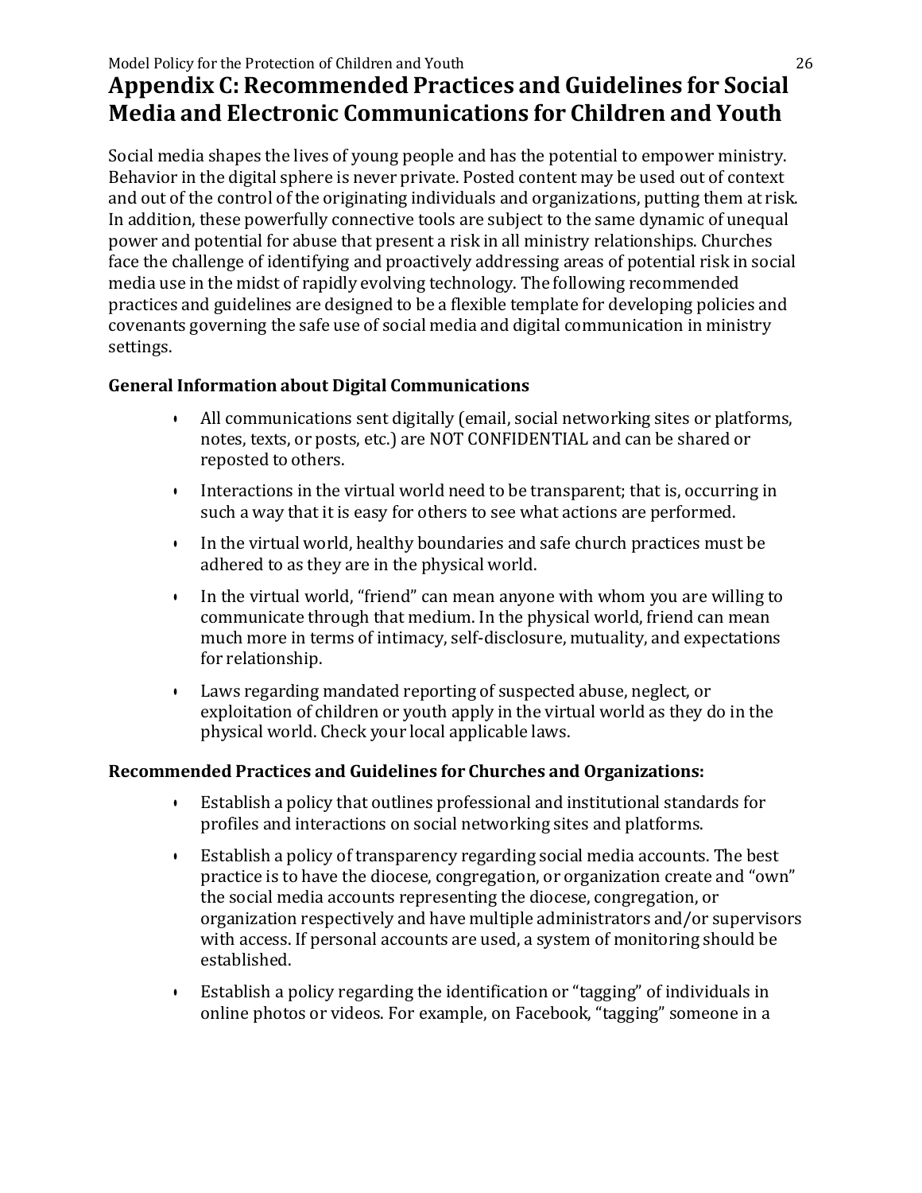## Appendix C: Recommended Practices and Guidelines for Social Media and Electronic Communications for Children and Youth

Social media shapes the lives of young people and has the potential to empower ministry. Behavior in the digital sphere is never private. Posted content may be used out of context and out of the control of the originating individuals and organizations, putting them at risk. In addition, these powerfully connective tools are subject to the same dynamic of unequal power and potential for abuse that present a risk in all ministry relationships. Churches face the challenge of identifying and proactively addressing areas of potential risk in social media use in the midst of rapidly evolving technology. The following recommended practices and guidelines are designed to be a flexible template for developing policies and covenants governing the safe use of social media and digital communication in ministry settings.

### General Information about Digital Communications

- All communications sent digitally (email, social networking sites or platforms, notes, texts, or posts, etc.) are NOT CONFIDENTIAL and can be shared or reposted to others.
- Interactions in the virtual world need to be transparent; that is, occurring in such a way that it is easy for others to see what actions are performed.
- In the virtual world, healthy boundaries and safe church practices must be adhered to as they are in the physical world.
- In the virtual world, "friend" can mean anyone with whom you are willing to communicate through that medium. In the physical world, friend can mean much more in terms of intimacy, self-disclosure, mutuality, and expectations for relationship.
- Laws regarding mandated reporting of suspected abuse, neglect, or exploitation of children or youth apply in the virtual world as they do in the physical world. Check your local applicable laws.

### Recommended Practices and Guidelines for Churches and Organizations:

- Establish a policy that outlines professional and institutional standards for profiles and interactions on social networking sites and platforms.
- Establish a policy of transparency regarding social media accounts. The best practice is to have the diocese, congregation, or organization create and "own" the social media accounts representing the diocese, congregation, or organization respectively and have multiple administrators and/or supervisors with access. If personal accounts are used, a system of monitoring should be established.
- Establish a policy regarding the identification or "tagging" of individuals in online photos or videos. For example, on Facebook, "tagging" someone in a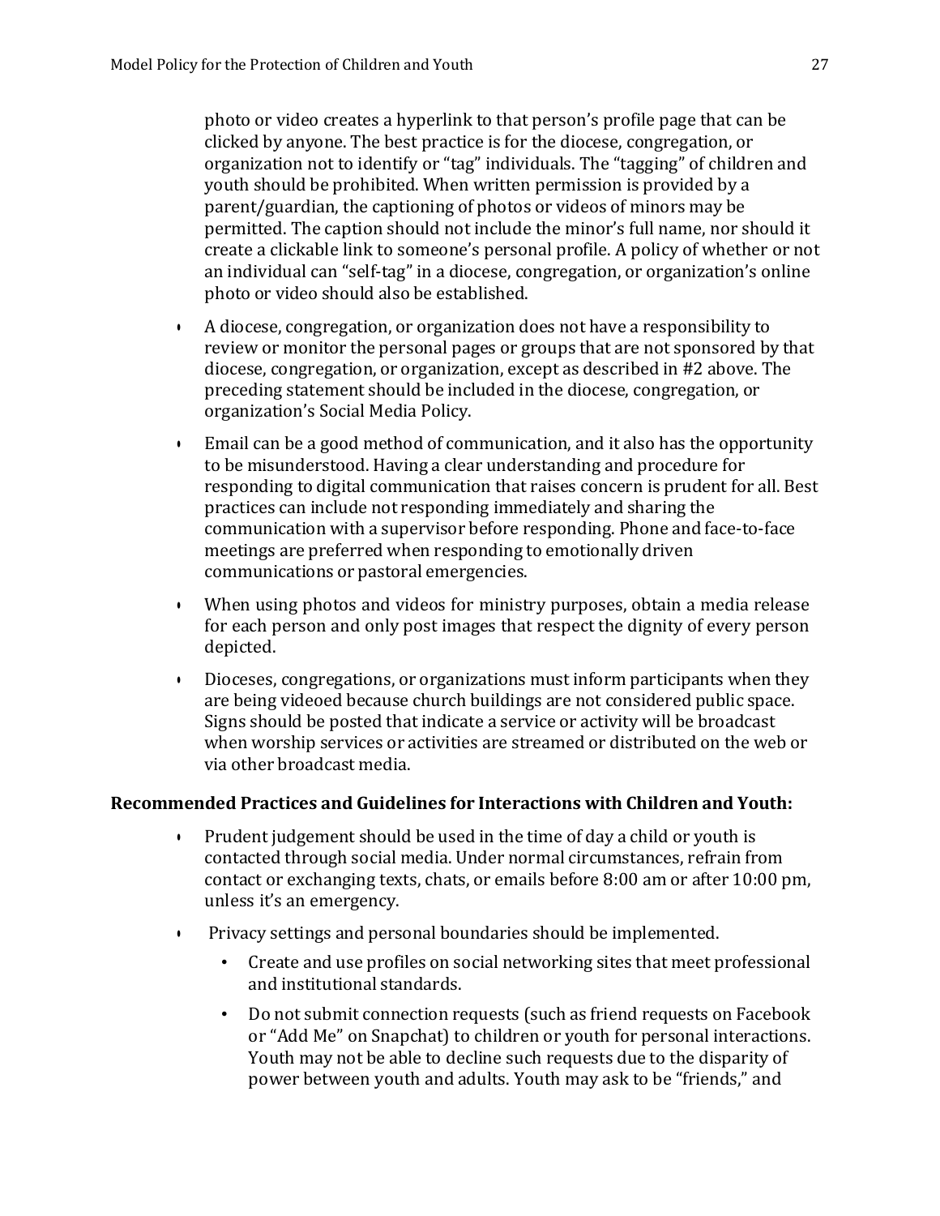photo or video creates a hyperlink to that person's profile page that can be clicked by anyone. The best practice is for the diocese, congregation, or organization not to identify or "tag" individuals. The "tagging" of children and youth should be prohibited. When written permission is provided by a parent/guardian, the captioning of photos or videos of minors may be permitted. The caption should not include the minor's full name, nor should it create a clickable link to someone's personal profile. A policy of whether or not an individual can "self-tag" in a diocese, congregation, or organization's online photo or video should also be established.

- A diocese, congregation, or organization does not have a responsibility to review or monitor the personal pages or groups that are not sponsored by that diocese, congregation, or organization, except as described in #2 above. The preceding statement should be included in the diocese, congregation, or organization's Social Media Policy.
- Email can be a good method of communication, and it also has the opportunity to be misunderstood. Having a clear understanding and procedure for responding to digital communication that raises concern is prudent for all. Best practices can include not responding immediately and sharing the communication with a supervisor before responding. Phone and face-to-face meetings are preferred when responding to emotionally driven communications or pastoral emergencies.
- When using photos and videos for ministry purposes, obtain a media release for each person and only post images that respect the dignity of every person depicted.
- Dioceses, congregations, or organizations must inform participants when they are being videoed because church buildings are not considered public space. Signs should be posted that indicate a service or activity will be broadcast when worship services or activities are streamed or distributed on the web or via other broadcast media.

**Recommended Practices and Guidelines for Interactions with Children and Youth:**

- Prudent judgement should be used in the time of day a child or youth is contacted through social media. Under normal circumstances, refrain from contact or exchanging texts, chats, or emails before 8:00 am or after 10:00 pm, unless it's an emergency.
- Privacy settings and personal boundaries should be implemented.
  - Create and use profiles on social networking sites that meet professional and institutional standards.
  - Do not submit connection requests (such as friend requests on Facebook or "Add Me" on Snapchat) to children or youth for personal interactions. Youth may not be able to decline such requests due to the disparity of power between youth and adults. Youth may ask to be "friends," and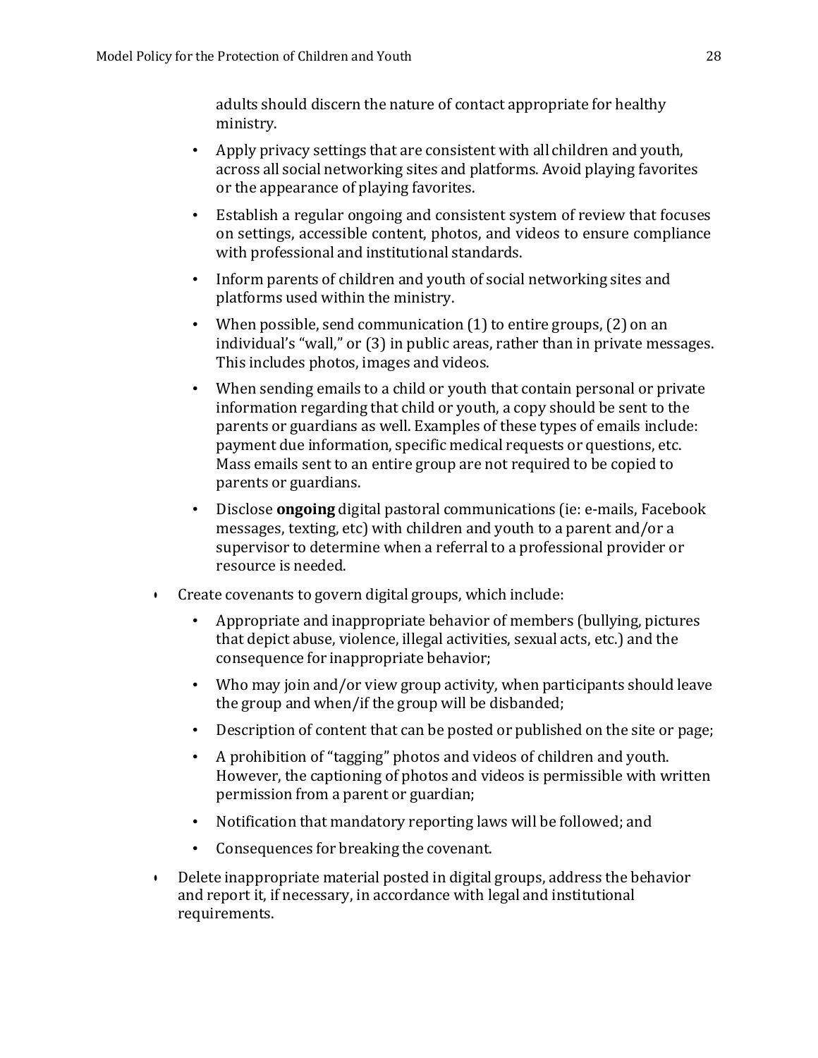adults should discern the nature of contact appropriate for healthy ministry.

  - Apply privacy settings that are consistent with all children and youth, across all social networking sites and platforms. Avoid playing favorites or the appearance of playing favorites.
  - Establish a regular ongoing and consistent system of review that focuses on settings, accessible content, photos, and videos to ensure compliance with professional and institutional standards.
  - Inform parents of children and youth of social networking sites and platforms used within the ministry.
  - When possible, send communication (1) to entire groups, (2) on an individual's "wall," or (3) in public areas, rather than in private messages. This includes photos, images and videos.
  - When sending emails to a child or youth that contain personal or private information regarding that child or youth, a copy should be sent to the parents or guardians as well. Examples of these types of emails include: payment due information, specific medical requests or questions, etc. Mass emails sent to an entire group are not required to be copied to parents or guardians.
  - Disclose **ongoing** digital pastoral communications (ie: e-mails, Facebook messages, texting, etc) with children and youth to a parent and/or a supervisor to determine when a referral to a professional provider or resource is needed.

- Create covenants to govern digital groups, which include:
  - Appropriate and inappropriate behavior of members (bullying, pictures that depict abuse, violence, illegal activities, sexual acts, etc.) and the consequence for inappropriate behavior;
  - Who may join and/or view group activity, when participants should leave the group and when/if the group will be disbanded;
  - Description of content that can be posted or published on the site or page;
  - A prohibition of "tagging" photos and videos of children and youth. However, the captioning of photos and videos is permissible with written permission from a parent or guardian;
  - Notification that mandatory reporting laws will be followed; and
  - Consequences for breaking the covenant.
- Delete inappropriate material posted in digital groups, address the behavior and report it, if necessary, in accordance with legal and institutional requirements.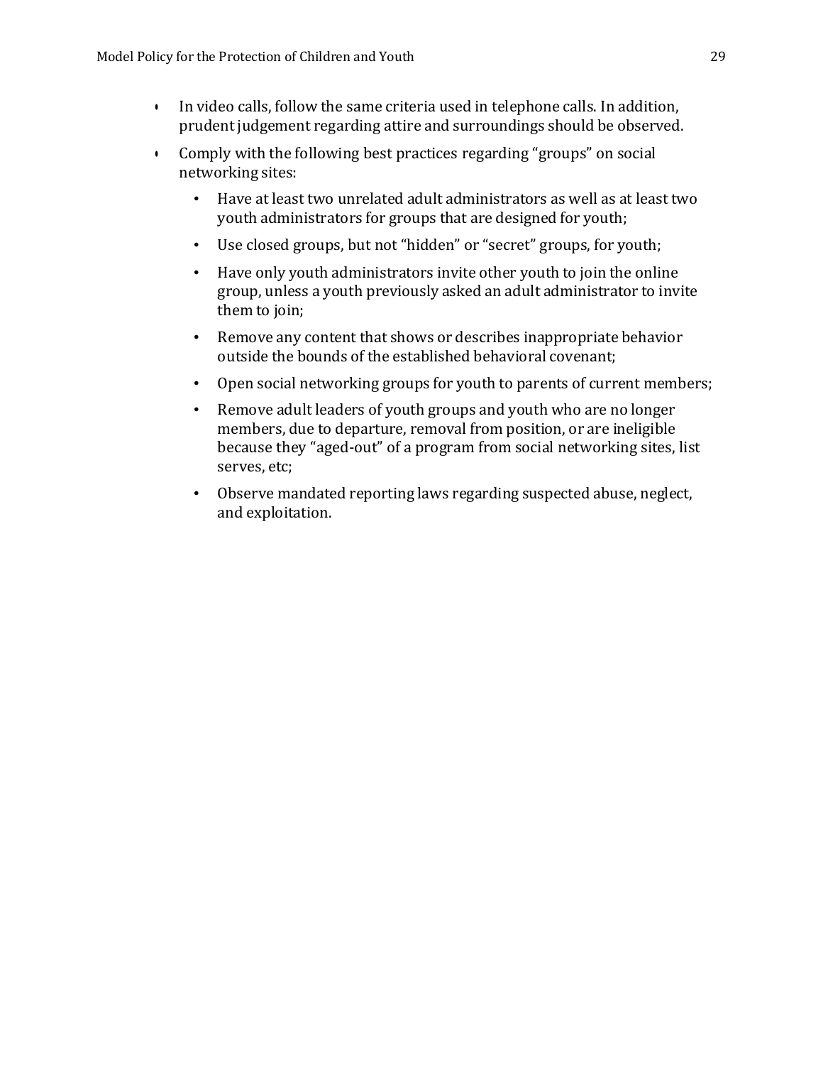- In video calls, follow the same criteria used in telephone calls. In addition, prudent judgement regarding attire and surroundings should be observed.
- Comply with the following best practices regarding "groups" on social networking sites:
    - Have at least two unrelated adult administrators as well as at least two youth administrators for groups that are designed for youth;
    - Use closed groups, but not "hidden" or "secret" groups, for youth;
    - Have only youth administrators invite other youth to join the online group, unless a youth previously asked an adult administrator to invite them to join;
    - Remove any content that shows or describes inappropriate behavior outside the bounds of the established behavioral covenant;
    - Open social networking groups for youth to parents of current members;
    - Remove adult leaders of youth groups and youth who are no longer members, due to departure, removal from position, or are ineligible because they "aged-out" of a program from social networking sites, list serves, etc;
    - Observe mandated reporting laws regarding suspected abuse, neglect, and exploitation.